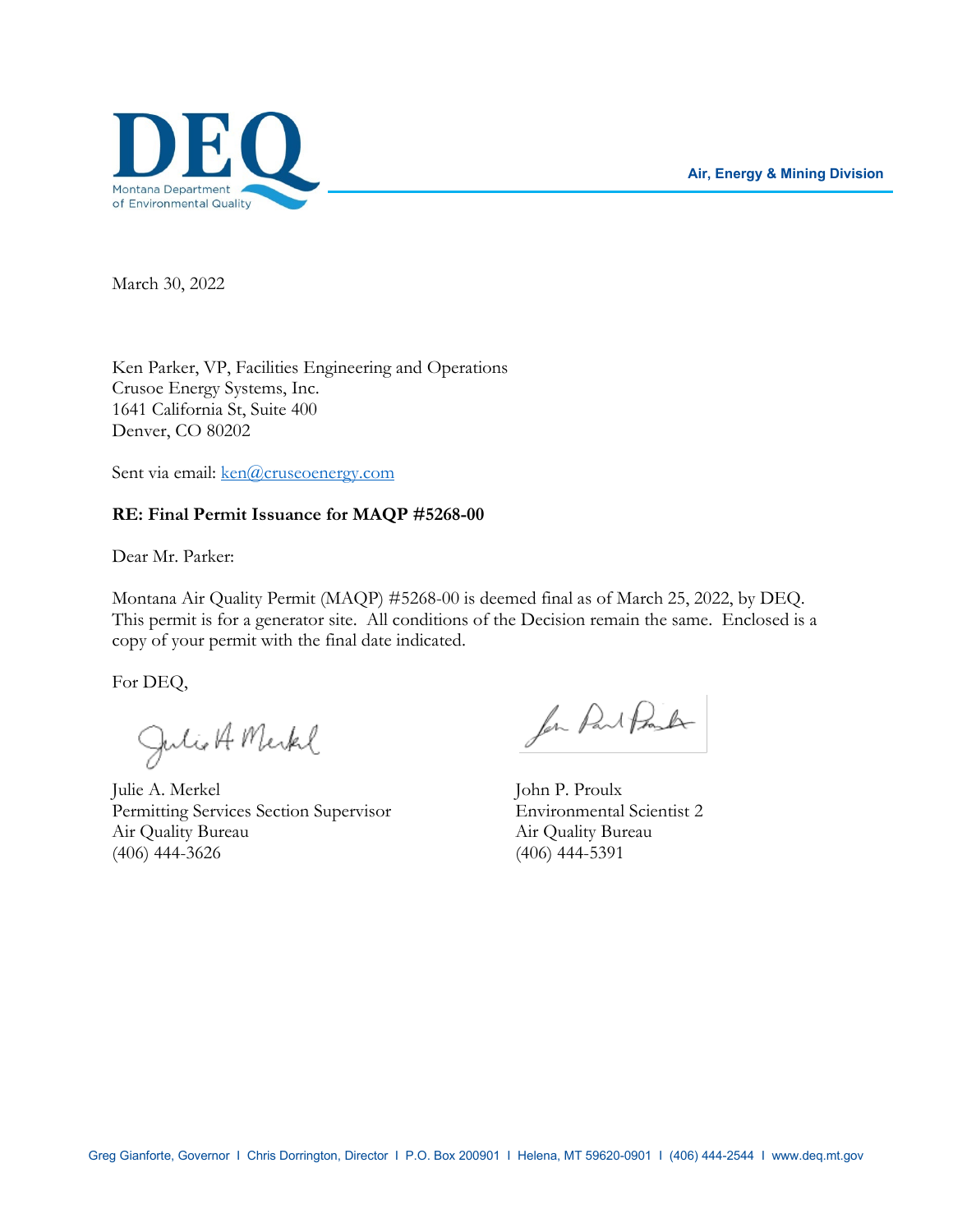DEQ

Montana Department of Environmental Quality

Air, Energy & Mining Division

March 30, 2022

Ken Parker, VP, Facilities Engineering and Operations
Crusoe Energy Systems, Inc.
1641 California St, Suite 400
Denver, CO 80202

Sent via email: ken@cruseoenergy.com

**RE: Final Permit Issuance for MAQP #5268-00**

Dear Mr. Parker:

Montana Air Quality Permit (MAQP) #5268-00 is deemed final as of March 25, 2022, by DEQ. This permit is for a generator site. All conditions of the Decision remain the same. Enclosed is a copy of your permit with the final date indicated.

For DEQ,

Julie A. Merkel
Permitting Services Section Supervisor
Air Quality Bureau
(406) 444-3626

John P. Proulx
Environmental Scientist 2
Air Quality Bureau
(406) 444-5391

Greg Gianforte, Governor I Chris Dorrington, Director I P.O. Box 200901 I Helena, MT 59620-0901 I (406) 444-2544 I www.deq.mt.gov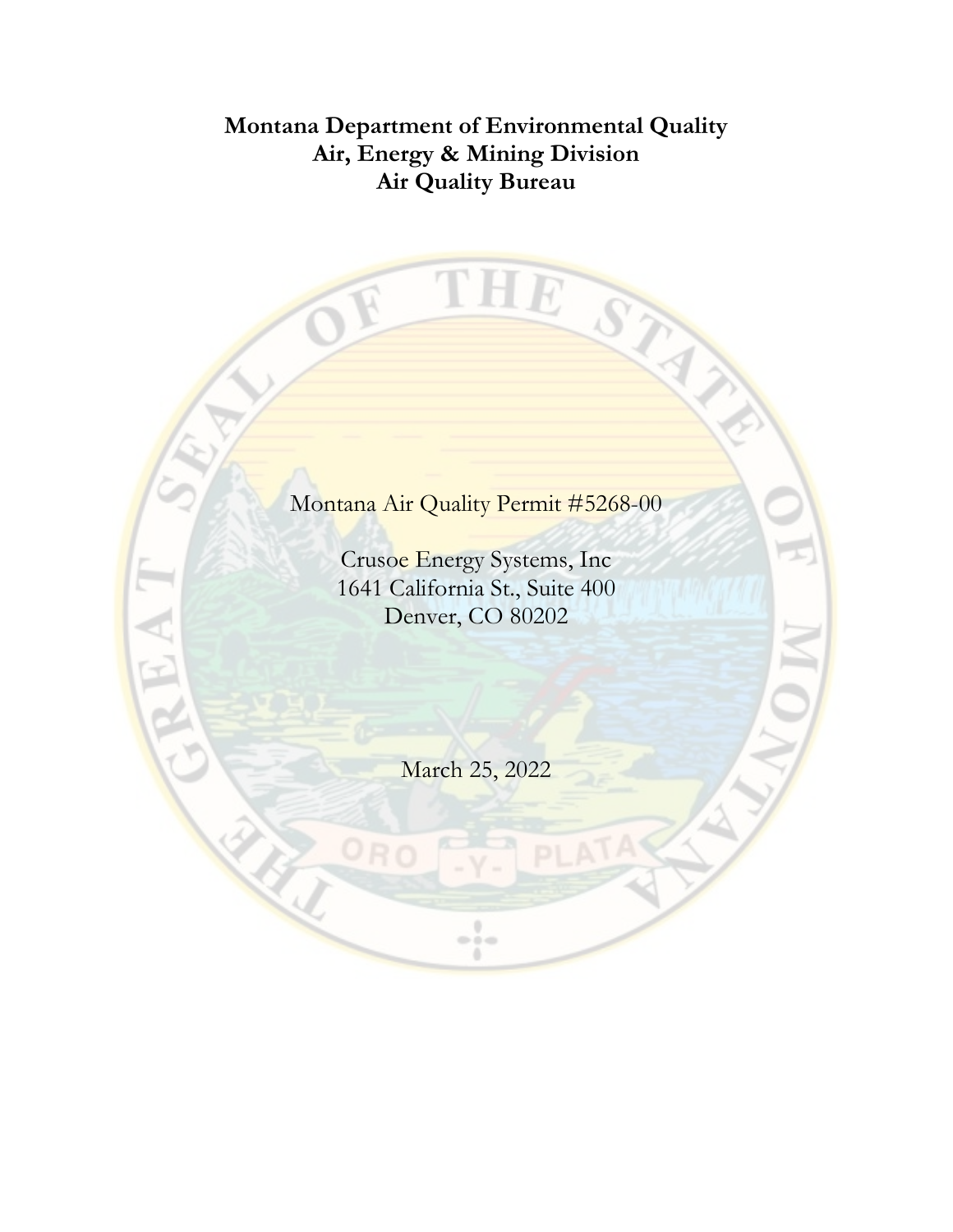**Montana Department of Environmental Quality**
**Air, Energy & Mining Division**
**Air Quality Bureau**

Montana Air Quality Permit #5268-00

Crusoe Energy Systems, Inc
1641 California St., Suite 400
Denver, CO 80202

March 25, 2022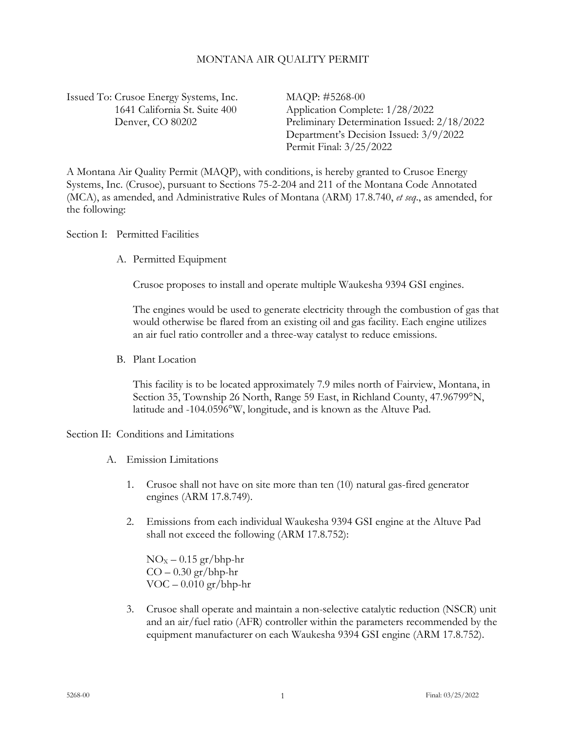# MONTANA AIR QUALITY PERMIT

Issued To: Crusoe Energy Systems, Inc.
1641 California St. Suite 400
Denver, CO 80202

MAQP: #5268-00
Application Complete: 1/28/2022
Preliminary Determination Issued: 2/18/2022
Department's Decision Issued: 3/9/2022
Permit Final: 3/25/2022

A Montana Air Quality Permit (MAQP), with conditions, is hereby granted to Crusoe Energy Systems, Inc. (Crusoe), pursuant to Sections 75-2-204 and 211 of the Montana Code Annotated (MCA), as amended, and Administrative Rules of Montana (ARM) 17.8.740, *et seq*., as amended, for the following:

## Section I: Permitted Facilities

### A. Permitted Equipment

Crusoe proposes to install and operate multiple Waukesha 9394 GSI engines.

The engines would be used to generate electricity through the combustion of gas that would otherwise be flared from an existing oil and gas facility. Each engine utilizes an air fuel ratio controller and a three-way catalyst to reduce emissions.

### B. Plant Location

This facility is to be located approximately 7.9 miles north of Fairview, Montana, in Section 35, Township 26 North, Range 59 East, in Richland County, 47.96799°N, latitude and -104.0596°W, longitude, and is known as the Altuve Pad.

## Section II: Conditions and Limitations

### A. Emission Limitations

1. Crusoe shall not have on site more than ten (10) natural gas-fired generator engines (ARM 17.8.749).

2. Emissions from each individual Waukesha 9394 GSI engine at the Altuve Pad shall not exceed the following (ARM 17.8.752):

   $NO_X$ – 0.15 gr/bhp-hr
   CO – 0.30 gr/bhp-hr
   VOC – 0.010 gr/bhp-hr

3. Crusoe shall operate and maintain a non-selective catalytic reduction (NSCR) unit and an air/fuel ratio (AFR) controller within the parameters recommended by the equipment manufacturer on each Waukesha 9394 GSI engine (ARM 17.8.752).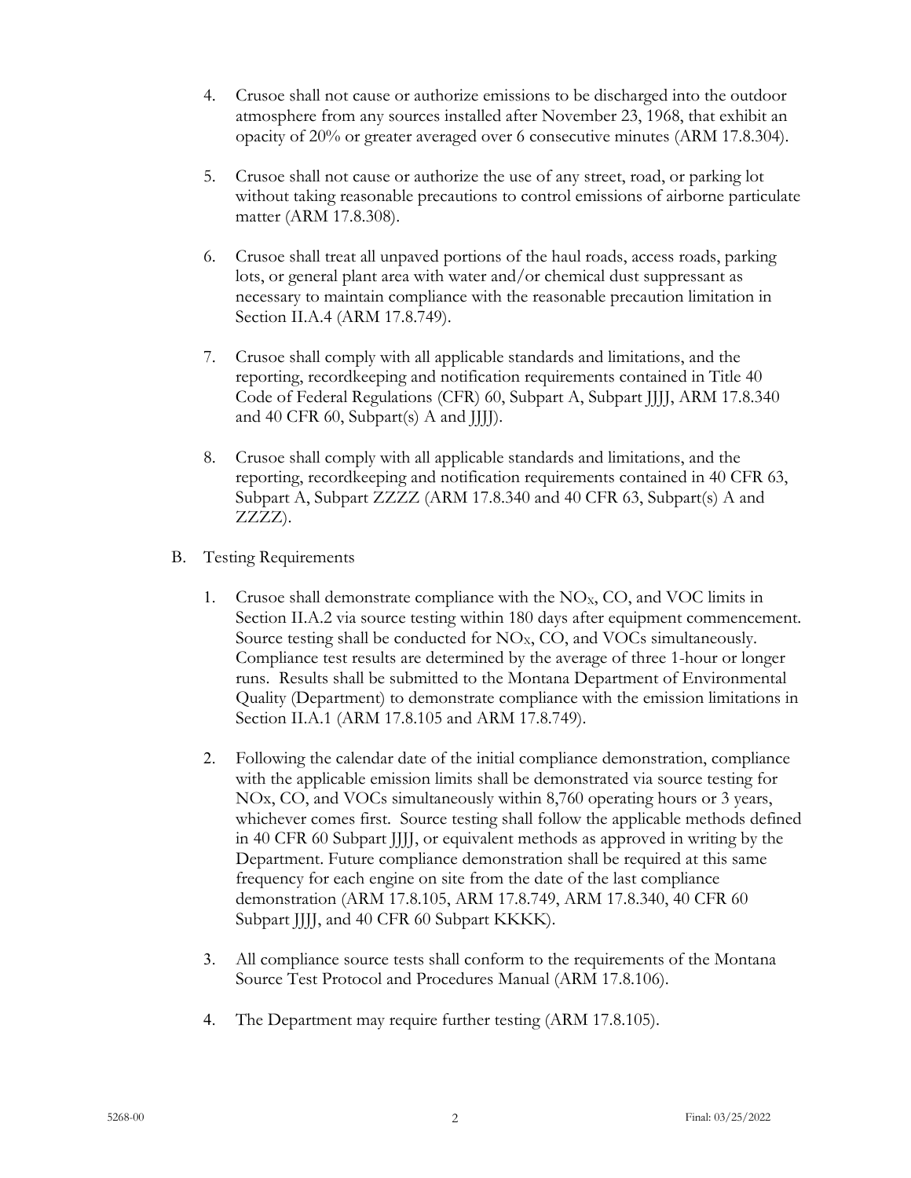4. Crusoe shall not cause or authorize emissions to be discharged into the outdoor atmosphere from any sources installed after November 23, 1968, that exhibit an opacity of 20% or greater averaged over 6 consecutive minutes (ARM 17.8.304).

5. Crusoe shall not cause or authorize the use of any street, road, or parking lot without taking reasonable precautions to control emissions of airborne particulate matter (ARM 17.8.308).

6. Crusoe shall treat all unpaved portions of the haul roads, access roads, parking lots, or general plant area with water and/or chemical dust suppressant as necessary to maintain compliance with the reasonable precaution limitation in Section II.A.4 (ARM 17.8.749).

7. Crusoe shall comply with all applicable standards and limitations, and the reporting, recordkeeping and notification requirements contained in Title 40 Code of Federal Regulations (CFR) 60, Subpart A, Subpart JJJJ, ARM 17.8.340 and 40 CFR 60, Subpart(s) A and JJJJ).

8. Crusoe shall comply with all applicable standards and limitations, and the reporting, recordkeeping and notification requirements contained in 40 CFR 63, Subpart A, Subpart ZZZZ (ARM 17.8.340 and 40 CFR 63, Subpart(s) A and ZZZZ).

B. Testing Requirements

1. Crusoe shall demonstrate compliance with the $NO_X$, CO, and VOC limits in Section II.A.2 via source testing within 180 days after equipment commencement. Source testing shall be conducted for $NO_X$, CO, and VOCs simultaneously. Compliance test results are determined by the average of three 1-hour or longer runs. Results shall be submitted to the Montana Department of Environmental Quality (Department) to demonstrate compliance with the emission limitations in Section II.A.1 (ARM 17.8.105 and ARM 17.8.749).

2. Following the calendar date of the initial compliance demonstration, compliance with the applicable emission limits shall be demonstrated via source testing for NOx, CO, and VOCs simultaneously within 8,760 operating hours or 3 years, whichever comes first. Source testing shall follow the applicable methods defined in 40 CFR 60 Subpart JJJJ, or equivalent methods as approved in writing by the Department. Future compliance demonstration shall be required at this same frequency for each engine on site from the date of the last compliance demonstration (ARM 17.8.105, ARM 17.8.749, ARM 17.8.340, 40 CFR 60 Subpart JJJJ, and 40 CFR 60 Subpart KKKK).

3. All compliance source tests shall conform to the requirements of the Montana Source Test Protocol and Procedures Manual (ARM 17.8.106).

4. The Department may require further testing (ARM 17.8.105).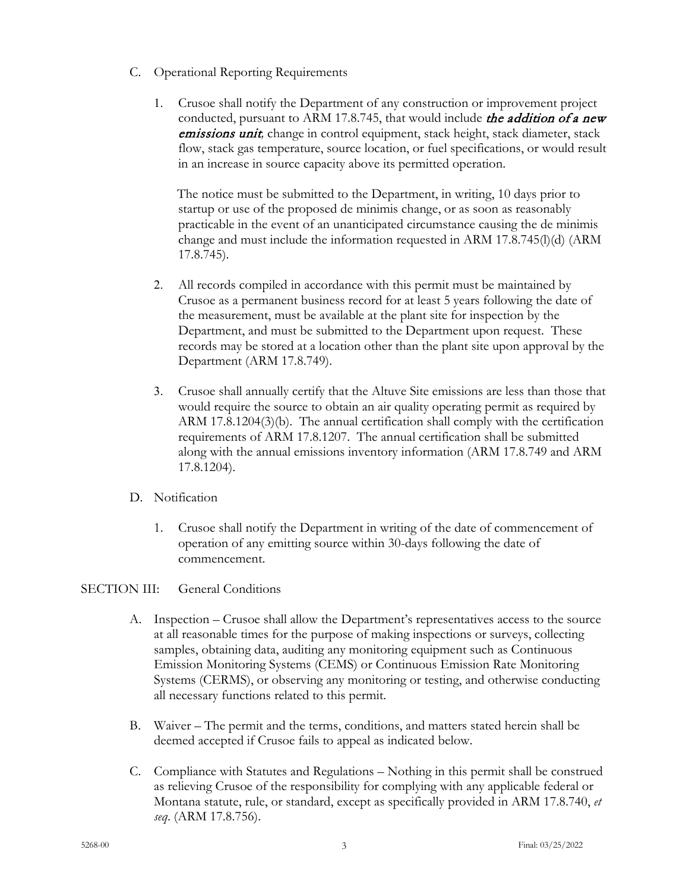C. Operational Reporting Requirements

1. Crusoe shall notify the Department of any construction or improvement project conducted, pursuant to ARM 17.8.745, that would include ***the addition of a new emissions unit***, change in control equipment, stack height, stack diameter, stack flow, stack gas temperature, source location, or fuel specifications, or would result in an increase in source capacity above its permitted operation.

   The notice must be submitted to the Department, in writing, 10 days prior to startup or use of the proposed de minimis change, or as soon as reasonably practicable in the event of an unanticipated circumstance causing the de minimis change and must include the information requested in ARM 17.8.745(l)(d) (ARM 17.8.745).

2. All records compiled in accordance with this permit must be maintained by Crusoe as a permanent business record for at least 5 years following the date of the measurement, must be available at the plant site for inspection by the Department, and must be submitted to the Department upon request. These records may be stored at a location other than the plant site upon approval by the Department (ARM 17.8.749).

3. Crusoe shall annually certify that the Altuve Site emissions are less than those that would require the source to obtain an air quality operating permit as required by ARM 17.8.1204(3)(b). The annual certification shall comply with the certification requirements of ARM 17.8.1207. The annual certification shall be submitted along with the annual emissions inventory information (ARM 17.8.749 and ARM 17.8.1204).

D. Notification

1. Crusoe shall notify the Department in writing of the date of commencement of operation of any emitting source within 30-days following the date of commencement.

SECTION III: General Conditions

A. Inspection – Crusoe shall allow the Department's representatives access to the source at all reasonable times for the purpose of making inspections or surveys, collecting samples, obtaining data, auditing any monitoring equipment such as Continuous Emission Monitoring Systems (CEMS) or Continuous Emission Rate Monitoring Systems (CERMS), or observing any monitoring or testing, and otherwise conducting all necessary functions related to this permit.

B. Waiver – The permit and the terms, conditions, and matters stated herein shall be deemed accepted if Crusoe fails to appeal as indicated below.

C. Compliance with Statutes and Regulations – Nothing in this permit shall be construed as relieving Crusoe of the responsibility for complying with any applicable federal or Montana statute, rule, or standard, except as specifically provided in ARM 17.8.740, *et seq*. (ARM 17.8.756).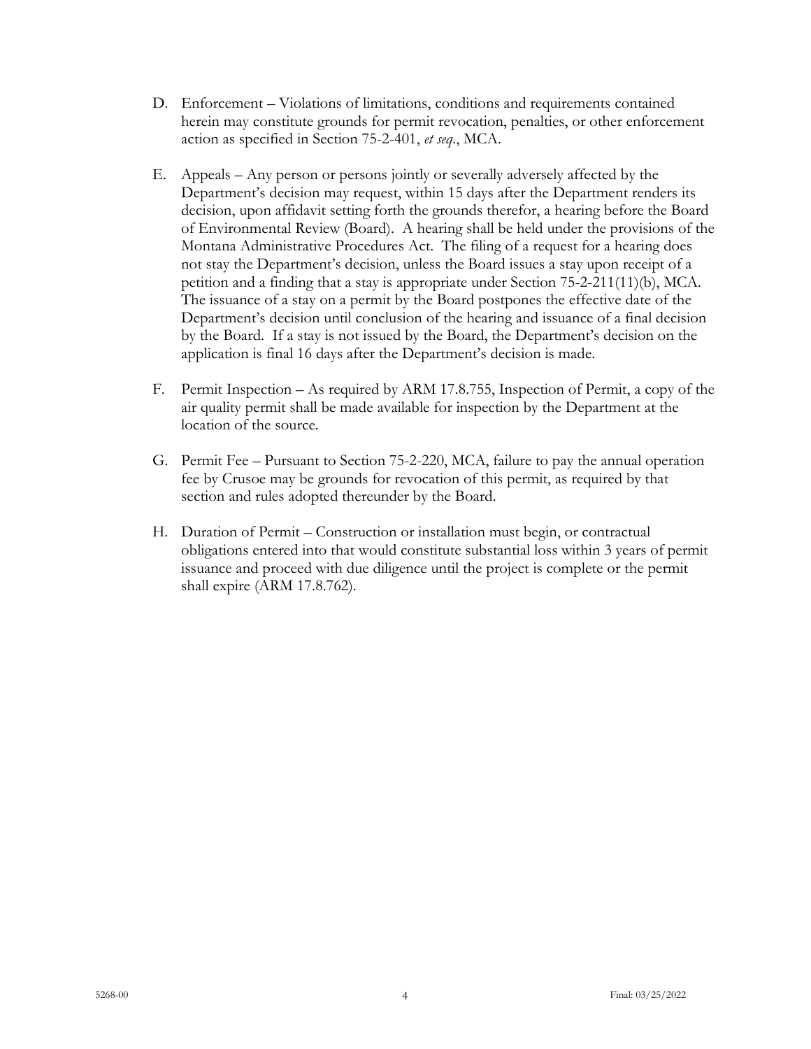D. Enforcement – Violations of limitations, conditions and requirements contained herein may constitute grounds for permit revocation, penalties, or other enforcement action as specified in Section 75-2-401, *et seq*., MCA.

E. Appeals – Any person or persons jointly or severally adversely affected by the Department's decision may request, within 15 days after the Department renders its decision, upon affidavit setting forth the grounds therefor, a hearing before the Board of Environmental Review (Board). A hearing shall be held under the provisions of the Montana Administrative Procedures Act. The filing of a request for a hearing does not stay the Department's decision, unless the Board issues a stay upon receipt of a petition and a finding that a stay is appropriate under Section 75-2-211(11)(b), MCA. The issuance of a stay on a permit by the Board postpones the effective date of the Department's decision until conclusion of the hearing and issuance of a final decision by the Board. If a stay is not issued by the Board, the Department's decision on the application is final 16 days after the Department's decision is made.

F. Permit Inspection – As required by ARM 17.8.755, Inspection of Permit, a copy of the air quality permit shall be made available for inspection by the Department at the location of the source.

G. Permit Fee – Pursuant to Section 75-2-220, MCA, failure to pay the annual operation fee by Crusoe may be grounds for revocation of this permit, as required by that section and rules adopted thereunder by the Board.

H. Duration of Permit – Construction or installation must begin, or contractual obligations entered into that would constitute substantial loss within 3 years of permit issuance and proceed with due diligence until the project is complete or the permit shall expire (ARM 17.8.762).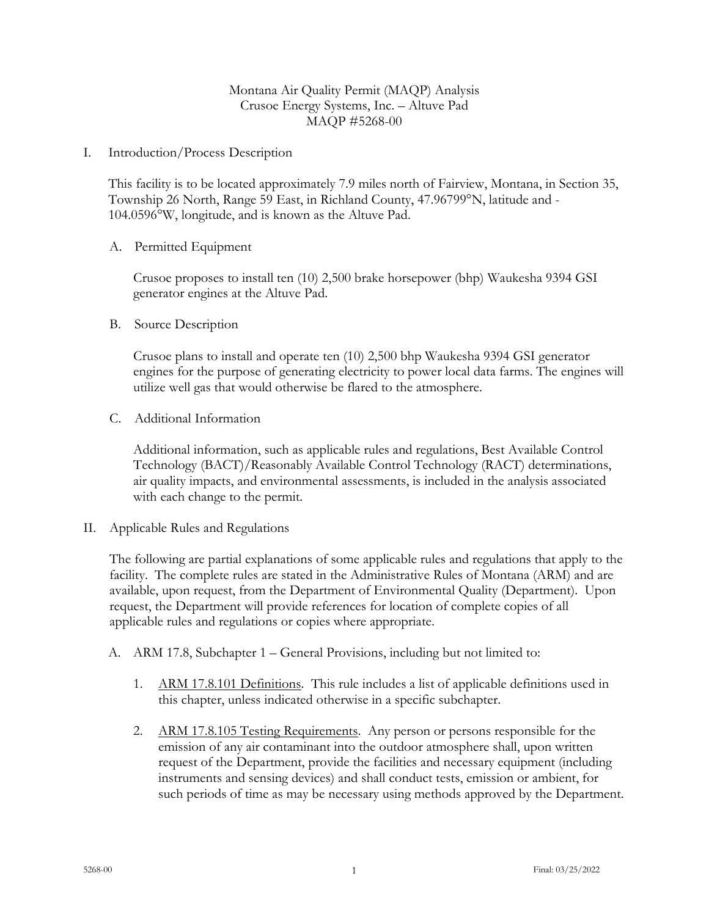Montana Air Quality Permit (MAQP) Analysis
Crusoe Energy Systems, Inc. – Altuve Pad
MAQP #5268-00

## I. Introduction/Process Description

This facility is to be located approximately 7.9 miles north of Fairview, Montana, in Section 35, Township 26 North, Range 59 East, in Richland County, 47.96799°N, latitude and -104.0596°W, longitude, and is known as the Altuve Pad.

### A. Permitted Equipment

Crusoe proposes to install ten (10) 2,500 brake horsepower (bhp) Waukesha 9394 GSI generator engines at the Altuve Pad.

### B. Source Description

Crusoe plans to install and operate ten (10) 2,500 bhp Waukesha 9394 GSI generator engines for the purpose of generating electricity to power local data farms. The engines will utilize well gas that would otherwise be flared to the atmosphere.

### C. Additional Information

Additional information, such as applicable rules and regulations, Best Available Control Technology (BACT)/Reasonably Available Control Technology (RACT) determinations, air quality impacts, and environmental assessments, is included in the analysis associated with each change to the permit.

## II. Applicable Rules and Regulations

The following are partial explanations of some applicable rules and regulations that apply to the facility. The complete rules are stated in the Administrative Rules of Montana (ARM) and are available, upon request, from the Department of Environmental Quality (Department). Upon request, the Department will provide references for location of complete copies of all applicable rules and regulations or copies where appropriate.

A. ARM 17.8, Subchapter 1 – General Provisions, including but not limited to:

1. ARM 17.8.101 Definitions. This rule includes a list of applicable definitions used in this chapter, unless indicated otherwise in a specific subchapter.

2. ARM 17.8.105 Testing Requirements. Any person or persons responsible for the emission of any air contaminant into the outdoor atmosphere shall, upon written request of the Department, provide the facilities and necessary equipment (including instruments and sensing devices) and shall conduct tests, emission or ambient, for such periods of time as may be necessary using methods approved by the Department.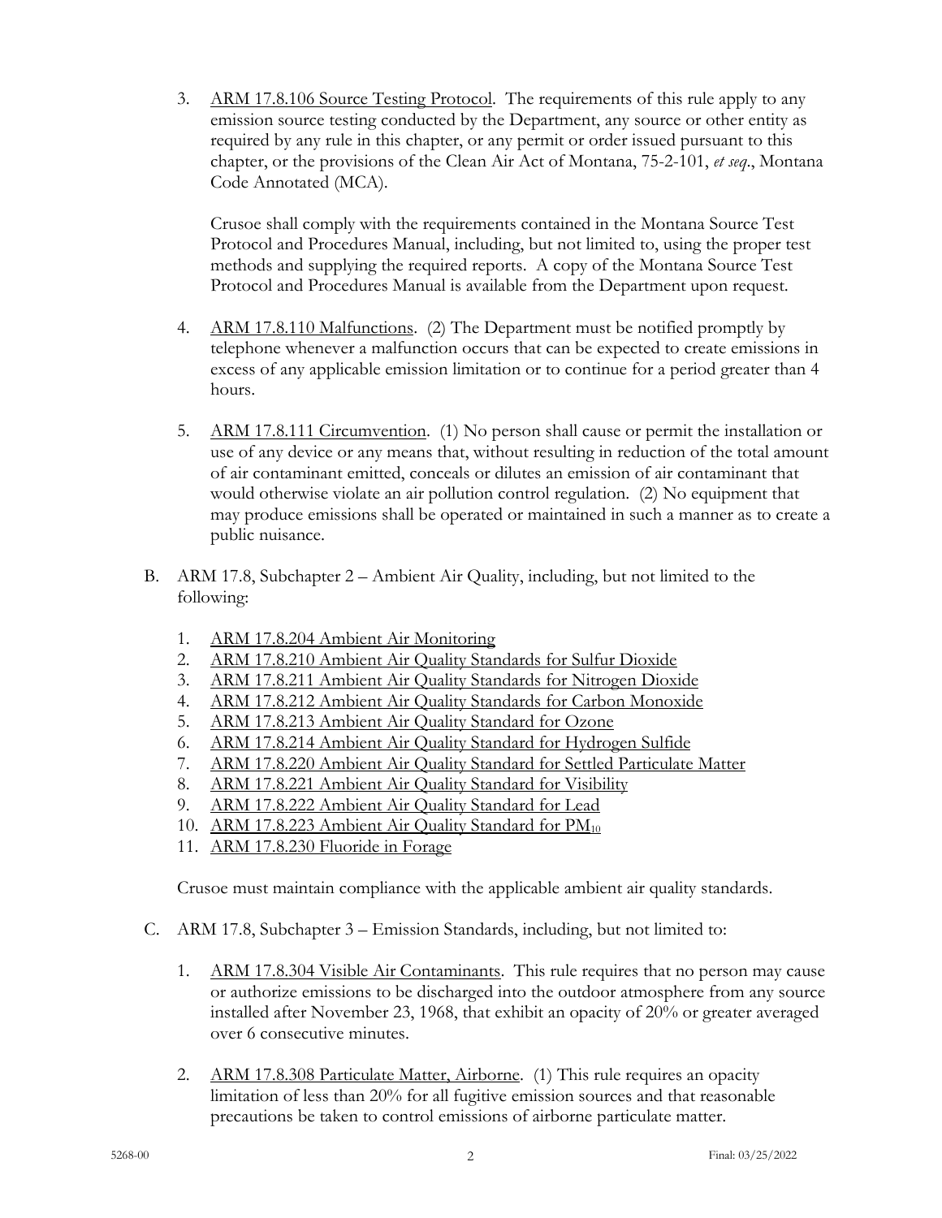3. ARM 17.8.106 Source Testing Protocol. The requirements of this rule apply to any emission source testing conducted by the Department, any source or other entity as required by any rule in this chapter, or any permit or order issued pursuant to this chapter, or the provisions of the Clean Air Act of Montana, 75-2-101, *et seq*., Montana Code Annotated (MCA).

   Crusoe shall comply with the requirements contained in the Montana Source Test Protocol and Procedures Manual, including, but not limited to, using the proper test methods and supplying the required reports. A copy of the Montana Source Test Protocol and Procedures Manual is available from the Department upon request.

4. ARM 17.8.110 Malfunctions. (2) The Department must be notified promptly by telephone whenever a malfunction occurs that can be expected to create emissions in excess of any applicable emission limitation or to continue for a period greater than 4 hours.

5. ARM 17.8.111 Circumvention. (1) No person shall cause or permit the installation or use of any device or any means that, without resulting in reduction of the total amount of air contaminant emitted, conceals or dilutes an emission of air contaminant that would otherwise violate an air pollution control regulation. (2) No equipment that may produce emissions shall be operated or maintained in such a manner as to create a public nuisance.

B. ARM 17.8, Subchapter 2 – Ambient Air Quality, including, but not limited to the following:

   1. ARM 17.8.204 Ambient Air Monitoring
   2. ARM 17.8.210 Ambient Air Quality Standards for Sulfur Dioxide
   3. ARM 17.8.211 Ambient Air Quality Standards for Nitrogen Dioxide
   4. ARM 17.8.212 Ambient Air Quality Standards for Carbon Monoxide
   5. ARM 17.8.213 Ambient Air Quality Standard for Ozone
   6. ARM 17.8.214 Ambient Air Quality Standard for Hydrogen Sulfide
   7. ARM 17.8.220 Ambient Air Quality Standard for Settled Particulate Matter
   8. ARM 17.8.221 Ambient Air Quality Standard for Visibility
   9. ARM 17.8.222 Ambient Air Quality Standard for Lead
   10. ARM 17.8.223 Ambient Air Quality Standard for $PM_{10}$
   11. ARM 17.8.230 Fluoride in Forage

   Crusoe must maintain compliance with the applicable ambient air quality standards.

C. ARM 17.8, Subchapter 3 – Emission Standards, including, but not limited to:

   1. ARM 17.8.304 Visible Air Contaminants. This rule requires that no person may cause or authorize emissions to be discharged into the outdoor atmosphere from any source installed after November 23, 1968, that exhibit an opacity of 20% or greater averaged over 6 consecutive minutes.

   2. ARM 17.8.308 Particulate Matter, Airborne. (1) This rule requires an opacity limitation of less than 20% for all fugitive emission sources and that reasonable precautions be taken to control emissions of airborne particulate matter.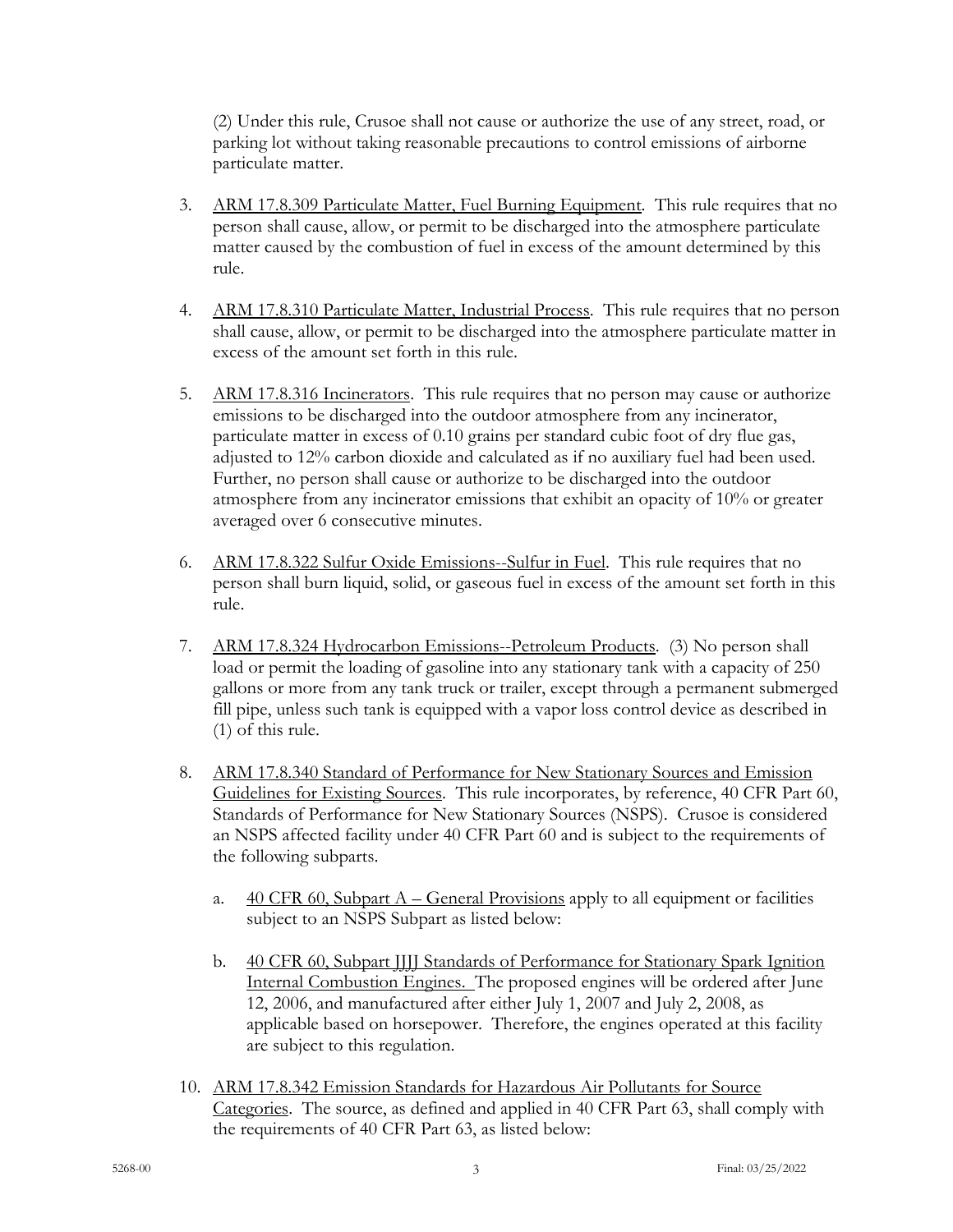(2) Under this rule, Crusoe shall not cause or authorize the use of any street, road, or parking lot without taking reasonable precautions to control emissions of airborne particulate matter.

3. ARM 17.8.309 Particulate Matter, Fuel Burning Equipment. This rule requires that no person shall cause, allow, or permit to be discharged into the atmosphere particulate matter caused by the combustion of fuel in excess of the amount determined by this rule.

4. ARM 17.8.310 Particulate Matter, Industrial Process. This rule requires that no person shall cause, allow, or permit to be discharged into the atmosphere particulate matter in excess of the amount set forth in this rule.

5. ARM 17.8.316 Incinerators. This rule requires that no person may cause or authorize emissions to be discharged into the outdoor atmosphere from any incinerator, particulate matter in excess of 0.10 grains per standard cubic foot of dry flue gas, adjusted to 12% carbon dioxide and calculated as if no auxiliary fuel had been used. Further, no person shall cause or authorize to be discharged into the outdoor atmosphere from any incinerator emissions that exhibit an opacity of 10% or greater averaged over 6 consecutive minutes.

6. ARM 17.8.322 Sulfur Oxide Emissions--Sulfur in Fuel. This rule requires that no person shall burn liquid, solid, or gaseous fuel in excess of the amount set forth in this rule.

7. ARM 17.8.324 Hydrocarbon Emissions--Petroleum Products. (3) No person shall load or permit the loading of gasoline into any stationary tank with a capacity of 250 gallons or more from any tank truck or trailer, except through a permanent submerged fill pipe, unless such tank is equipped with a vapor loss control device as described in (1) of this rule.

8. ARM 17.8.340 Standard of Performance for New Stationary Sources and Emission Guidelines for Existing Sources. This rule incorporates, by reference, 40 CFR Part 60, Standards of Performance for New Stationary Sources (NSPS). Crusoe is considered an NSPS affected facility under 40 CFR Part 60 and is subject to the requirements of the following subparts.

   a. 40 CFR 60, Subpart A – General Provisions apply to all equipment or facilities subject to an NSPS Subpart as listed below:

   b. 40 CFR 60, Subpart JJJJ Standards of Performance for Stationary Spark Ignition Internal Combustion Engines. The proposed engines will be ordered after June 12, 2006, and manufactured after either July 1, 2007 and July 2, 2008, as applicable based on horsepower. Therefore, the engines operated at this facility are subject to this regulation.

10. ARM 17.8.342 Emission Standards for Hazardous Air Pollutants for Source Categories. The source, as defined and applied in 40 CFR Part 63, shall comply with the requirements of 40 CFR Part 63, as listed below: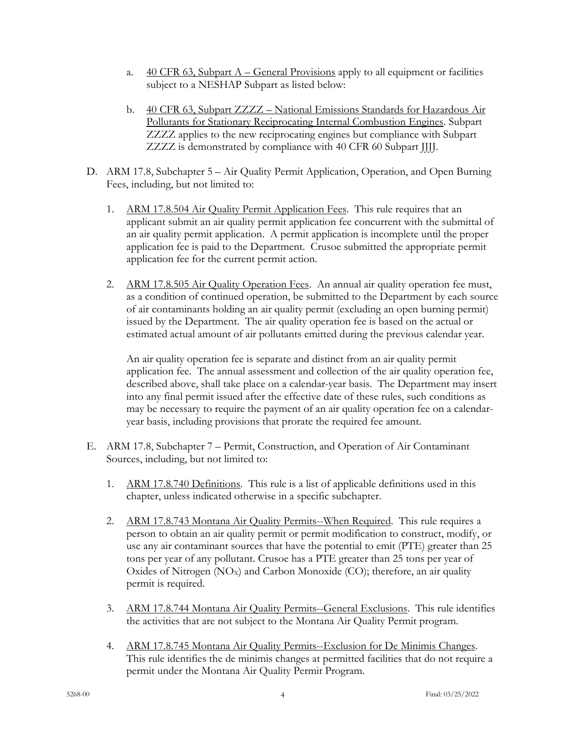a. 40 CFR 63, Subpart A – General Provisions apply to all equipment or facilities subject to a NESHAP Subpart as listed below:

b. 40 CFR 63, Subpart ZZZZ – National Emissions Standards for Hazardous Air Pollutants for Stationary Reciprocating Internal Combustion Engines. Subpart ZZZZ applies to the new reciprocating engines but compliance with Subpart ZZZZ is demonstrated by compliance with 40 CFR 60 Subpart JJJJ.

D. ARM 17.8, Subchapter 5 – Air Quality Permit Application, Operation, and Open Burning Fees, including, but not limited to:

1. ARM 17.8.504 Air Quality Permit Application Fees. This rule requires that an applicant submit an air quality permit application fee concurrent with the submittal of an air quality permit application. A permit application is incomplete until the proper application fee is paid to the Department. Crusoe submitted the appropriate permit application fee for the current permit action.

2. ARM 17.8.505 Air Quality Operation Fees. An annual air quality operation fee must, as a condition of continued operation, be submitted to the Department by each source of air contaminants holding an air quality permit (excluding an open burning permit) issued by the Department. The air quality operation fee is based on the actual or estimated actual amount of air pollutants emitted during the previous calendar year.

   An air quality operation fee is separate and distinct from an air quality permit application fee. The annual assessment and collection of the air quality operation fee, described above, shall take place on a calendar-year basis. The Department may insert into any final permit issued after the effective date of these rules, such conditions as may be necessary to require the payment of an air quality operation fee on a calendar-year basis, including provisions that prorate the required fee amount.

E. ARM 17.8, Subchapter 7 – Permit, Construction, and Operation of Air Contaminant Sources, including, but not limited to:

1. ARM 17.8.740 Definitions. This rule is a list of applicable definitions used in this chapter, unless indicated otherwise in a specific subchapter.

2. ARM 17.8.743 Montana Air Quality Permits--When Required. This rule requires a person to obtain an air quality permit or permit modification to construct, modify, or use any air contaminant sources that have the potential to emit (PTE) greater than 25 tons per year of any pollutant. Crusoe has a PTE greater than 25 tons per year of Oxides of Nitrogen ($NO_X$) and Carbon Monoxide (CO); therefore, an air quality permit is required.

3. ARM 17.8.744 Montana Air Quality Permits--General Exclusions. This rule identifies the activities that are not subject to the Montana Air Quality Permit program.

4. ARM 17.8.745 Montana Air Quality Permits--Exclusion for De Minimis Changes. This rule identifies the de minimis changes at permitted facilities that do not require a permit under the Montana Air Quality Permit Program.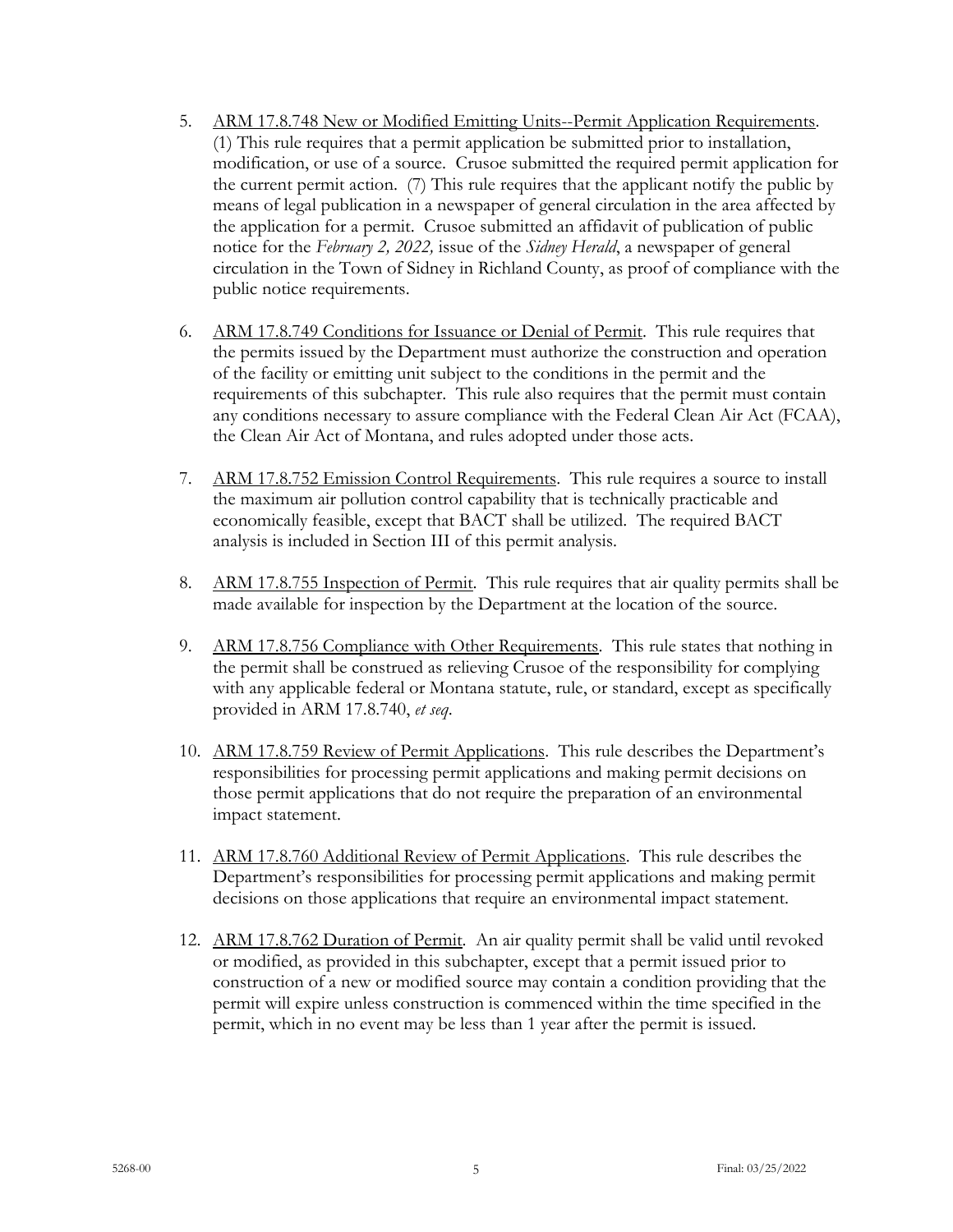5. ARM 17.8.748 New or Modified Emitting Units--Permit Application Requirements. (1) This rule requires that a permit application be submitted prior to installation, modification, or use of a source. Crusoe submitted the required permit application for the current permit action. (7) This rule requires that the applicant notify the public by means of legal publication in a newspaper of general circulation in the area affected by the application for a permit. Crusoe submitted an affidavit of publication of public notice for the *February 2, 2022,* issue of the *Sidney Herald*, a newspaper of general circulation in the Town of Sidney in Richland County, as proof of compliance with the public notice requirements.

6. ARM 17.8.749 Conditions for Issuance or Denial of Permit. This rule requires that the permits issued by the Department must authorize the construction and operation of the facility or emitting unit subject to the conditions in the permit and the requirements of this subchapter. This rule also requires that the permit must contain any conditions necessary to assure compliance with the Federal Clean Air Act (FCAA), the Clean Air Act of Montana, and rules adopted under those acts.

7. ARM 17.8.752 Emission Control Requirements. This rule requires a source to install the maximum air pollution control capability that is technically practicable and economically feasible, except that BACT shall be utilized. The required BACT analysis is included in Section III of this permit analysis.

8. ARM 17.8.755 Inspection of Permit. This rule requires that air quality permits shall be made available for inspection by the Department at the location of the source.

9. ARM 17.8.756 Compliance with Other Requirements. This rule states that nothing in the permit shall be construed as relieving Crusoe of the responsibility for complying with any applicable federal or Montana statute, rule, or standard, except as specifically provided in ARM 17.8.740, *et seq*.

10. ARM 17.8.759 Review of Permit Applications. This rule describes the Department's responsibilities for processing permit applications and making permit decisions on those permit applications that do not require the preparation of an environmental impact statement.

11. ARM 17.8.760 Additional Review of Permit Applications. This rule describes the Department's responsibilities for processing permit applications and making permit decisions on those applications that require an environmental impact statement.

12. ARM 17.8.762 Duration of Permit. An air quality permit shall be valid until revoked or modified, as provided in this subchapter, except that a permit issued prior to construction of a new or modified source may contain a condition providing that the permit will expire unless construction is commenced within the time specified in the permit, which in no event may be less than 1 year after the permit is issued.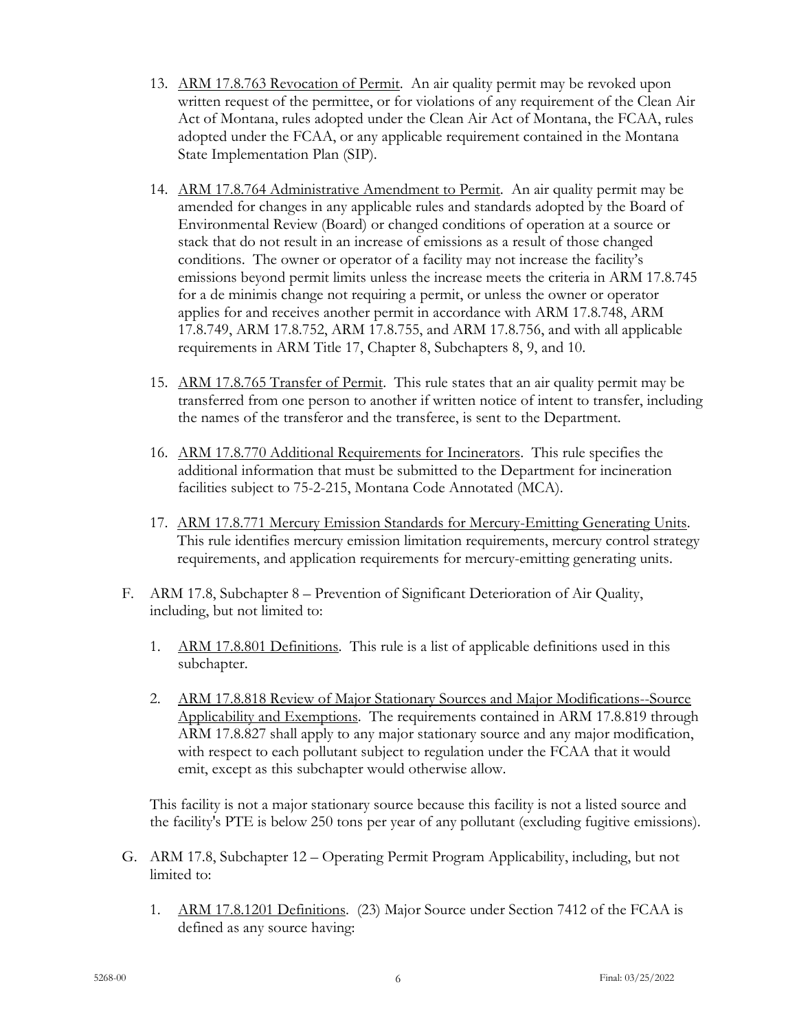13. ARM 17.8.763 Revocation of Permit. An air quality permit may be revoked upon written request of the permittee, or for violations of any requirement of the Clean Air Act of Montana, rules adopted under the Clean Air Act of Montana, the FCAA, rules adopted under the FCAA, or any applicable requirement contained in the Montana State Implementation Plan (SIP).

14. ARM 17.8.764 Administrative Amendment to Permit. An air quality permit may be amended for changes in any applicable rules and standards adopted by the Board of Environmental Review (Board) or changed conditions of operation at a source or stack that do not result in an increase of emissions as a result of those changed conditions. The owner or operator of a facility may not increase the facility's emissions beyond permit limits unless the increase meets the criteria in ARM 17.8.745 for a de minimis change not requiring a permit, or unless the owner or operator applies for and receives another permit in accordance with ARM 17.8.748, ARM 17.8.749, ARM 17.8.752, ARM 17.8.755, and ARM 17.8.756, and with all applicable requirements in ARM Title 17, Chapter 8, Subchapters 8, 9, and 10.

15. ARM 17.8.765 Transfer of Permit. This rule states that an air quality permit may be transferred from one person to another if written notice of intent to transfer, including the names of the transferor and the transferee, is sent to the Department.

16. ARM 17.8.770 Additional Requirements for Incinerators. This rule specifies the additional information that must be submitted to the Department for incineration facilities subject to 75-2-215, Montana Code Annotated (MCA).

17. ARM 17.8.771 Mercury Emission Standards for Mercury-Emitting Generating Units. This rule identifies mercury emission limitation requirements, mercury control strategy requirements, and application requirements for mercury-emitting generating units.

F. ARM 17.8, Subchapter 8 – Prevention of Significant Deterioration of Air Quality, including, but not limited to:

1. ARM 17.8.801 Definitions. This rule is a list of applicable definitions used in this subchapter.

2. ARM 17.8.818 Review of Major Stationary Sources and Major Modifications--Source Applicability and Exemptions. The requirements contained in ARM 17.8.819 through ARM 17.8.827 shall apply to any major stationary source and any major modification, with respect to each pollutant subject to regulation under the FCAA that it would emit, except as this subchapter would otherwise allow.

This facility is not a major stationary source because this facility is not a listed source and the facility's PTE is below 250 tons per year of any pollutant (excluding fugitive emissions).

G. ARM 17.8, Subchapter 12 – Operating Permit Program Applicability, including, but not limited to:

1. ARM 17.8.1201 Definitions. (23) Major Source under Section 7412 of the FCAA is defined as any source having: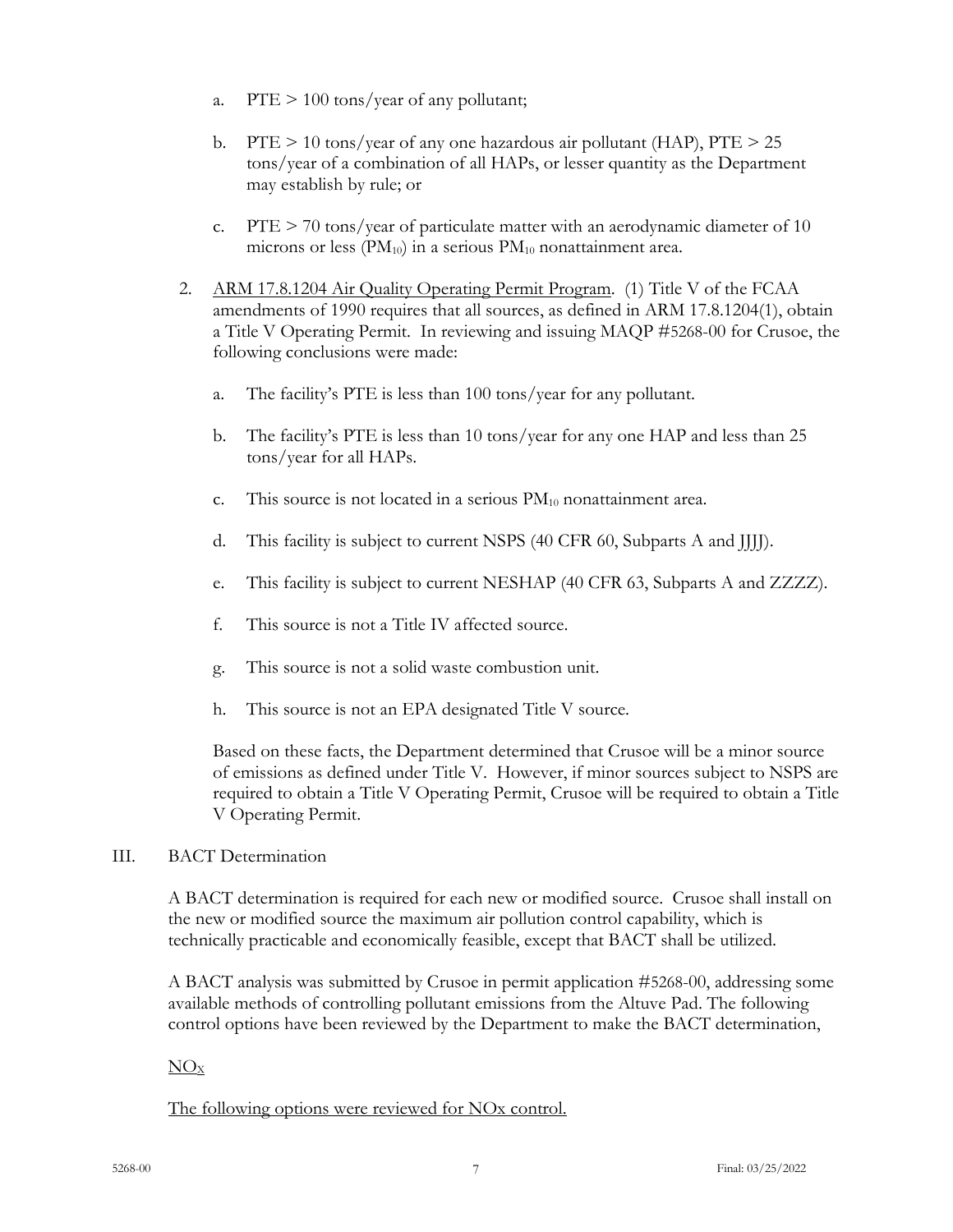a. PTE > 100 tons/year of any pollutant;

b. PTE > 10 tons/year of any one hazardous air pollutant (HAP), PTE > 25 tons/year of a combination of all HAPs, or lesser quantity as the Department may establish by rule; or

c. PTE > 70 tons/year of particulate matter with an aerodynamic diameter of 10 microns or less ($PM_{10}$) in a serious $PM_{10}$ nonattainment area.

2. ARM 17.8.1204 Air Quality Operating Permit Program. (1) Title V of the FCAA amendments of 1990 requires that all sources, as defined in ARM 17.8.1204(1), obtain a Title V Operating Permit. In reviewing and issuing MAQP #5268-00 for Crusoe, the following conclusions were made:

   a. The facility's PTE is less than 100 tons/year for any pollutant.

   b. The facility's PTE is less than 10 tons/year for any one HAP and less than 25 tons/year for all HAPs.

   c. This source is not located in a serious $PM_{10}$ nonattainment area.

   d. This facility is subject to current NSPS (40 CFR 60, Subparts A and JJJJ).

   e. This facility is subject to current NESHAP (40 CFR 63, Subparts A and ZZZZ).

   f. This source is not a Title IV affected source.

   g. This source is not a solid waste combustion unit.

   h. This source is not an EPA designated Title V source.

   Based on these facts, the Department determined that Crusoe will be a minor source of emissions as defined under Title V. However, if minor sources subject to NSPS are required to obtain a Title V Operating Permit, Crusoe will be required to obtain a Title V Operating Permit.

## III. BACT Determination

A BACT determination is required for each new or modified source. Crusoe shall install on the new or modified source the maximum air pollution control capability, which is technically practicable and economically feasible, except that BACT shall be utilized.

A BACT analysis was submitted by Crusoe in permit application #5268-00, addressing some available methods of controlling pollutant emissions from the Altuve Pad. The following control options have been reviewed by the Department to make the BACT determination,

$NO_X$

The following options were reviewed for NOx control.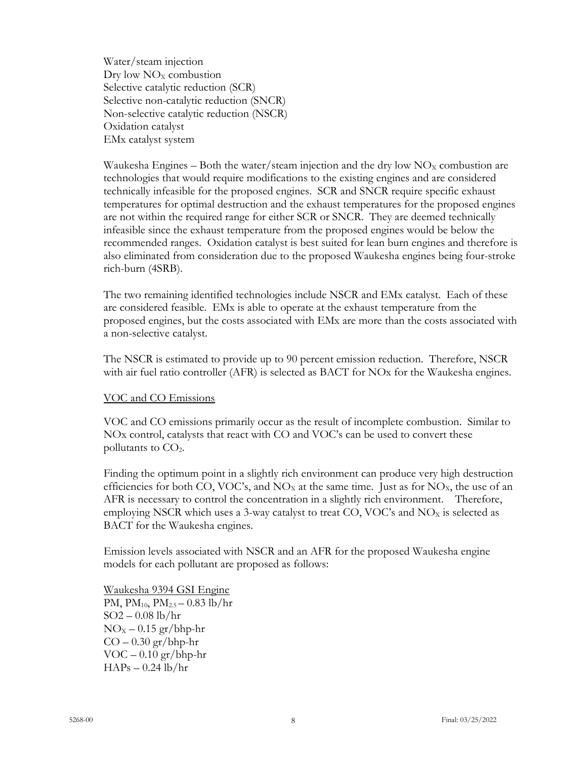Water/steam injection
Dry low $NO_X$ combustion
Selective catalytic reduction (SCR)
Selective non-catalytic reduction (SNCR)
Non-selective catalytic reduction (NSCR)
Oxidation catalyst
EMx catalyst system

Waukesha Engines – Both the water/steam injection and the dry low $NO_X$ combustion are technologies that would require modifications to the existing engines and are considered technically infeasible for the proposed engines. SCR and SNCR require specific exhaust temperatures for optimal destruction and the exhaust temperatures for the proposed engines are not within the required range for either SCR or SNCR. They are deemed technically infeasible since the exhaust temperature from the proposed engines would be below the recommended ranges. Oxidation catalyst is best suited for lean burn engines and therefore is also eliminated from consideration due to the proposed Waukesha engines being four-stroke rich-burn (4SRB).

The two remaining identified technologies include NSCR and EMx catalyst. Each of these are considered feasible. EMx is able to operate at the exhaust temperature from the proposed engines, but the costs associated with EMx are more than the costs associated with a non-selective catalyst.

The NSCR is estimated to provide up to 90 percent emission reduction. Therefore, NSCR with air fuel ratio controller (AFR) is selected as BACT for NOx for the Waukesha engines.

<u>VOC and CO Emissions</u>

VOC and CO emissions primarily occur as the result of incomplete combustion. Similar to NOx control, catalysts that react with CO and VOC's can be used to convert these pollutants to $CO_2$.

Finding the optimum point in a slightly rich environment can produce very high destruction efficiencies for both CO, VOC's, and $NO_X$ at the same time. Just as for $NO_X$, the use of an AFR is necessary to control the concentration in a slightly rich environment. Therefore, employing NSCR which uses a 3-way catalyst to treat CO, VOC's and $NO_X$ is selected as BACT for the Waukesha engines.

Emission levels associated with NSCR and an AFR for the proposed Waukesha engine models for each pollutant are proposed as follows:

<u>Waukesha 9394 GSI Engine</u>
PM, $PM_{10}$, $PM_{2.5}$ – 0.83 lb/hr
SO2 – 0.08 lb/hr
$NO_X$ – 0.15 gr/bhp-hr
CO – 0.30 gr/bhp-hr
VOC – 0.10 gr/bhp-hr
HAPs – 0.24 lb/hr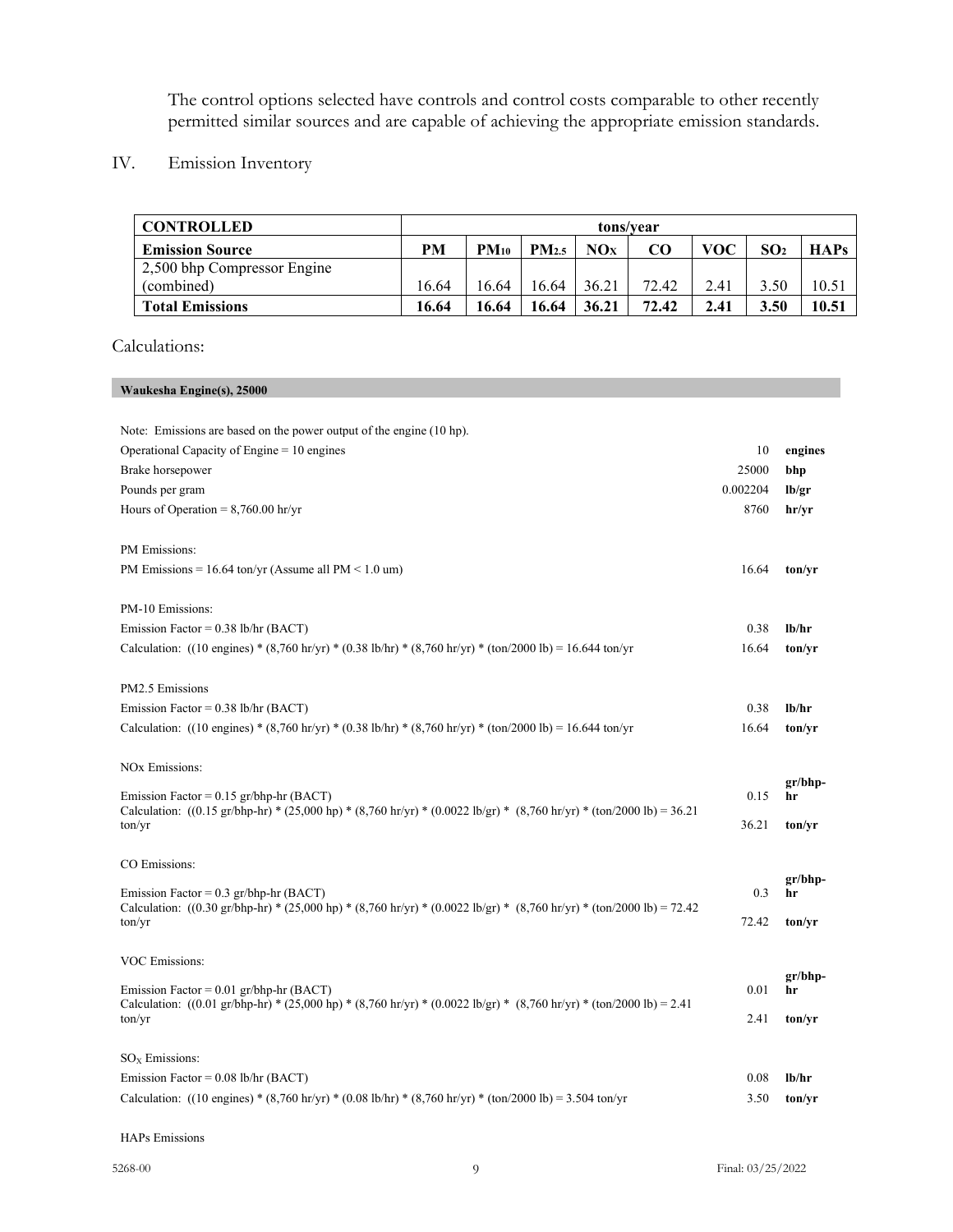The control options selected have controls and control costs comparable to other recently permitted similar sources and are capable of achieving the appropriate emission standards.

## IV. Emission Inventory

| CONTROLLED | tons/year | | | | | | | |
|---|---|---|---|---|---|---|---|---|
| **Emission Source** | **PM** | **$PM_{10}$** | **$PM_{2.5}$** | **$NO_X$** | **CO** | **VOC** | **$SO_2$** | **HAPs** |
| 2,500 bhp Compressor Engine (combined) | 16.64 | 16.64 | 16.64 | 36.21 | 72.42 | 2.41 | 3.50 | 10.51 |
| **Total Emissions** | **16.64** | **16.64** | **16.64** | **36.21** | **72.42** | **2.41** | **3.50** | **10.51** |

Calculations:

**Waukesha Engine(s), 25000**

Note: Emissions are based on the power output of the engine (10 hp).

| | | |
|---|---|---|
| Operational Capacity of Engine = 10 engines | 10 | **engines** |
| Brake horsepower | 25000 | **bhp** |
| Pounds per gram | 0.002204 | **lb/gr** |
| Hours of Operation = 8,760.00 hr/yr | 8760 | **hr/yr** |

PM Emissions:

| | | |
|---|---|---|
| PM Emissions = 16.64 ton/yr (Assume all PM < 1.0 um) | 16.64 | **ton/yr** |

PM-10 Emissions:

| | | |
|---|---|---|
| Emission Factor = 0.38 lb/hr (BACT) | 0.38 | **lb/hr** |
| Calculation: ((10 engines) * (8,760 hr/yr) * (0.38 lb/hr) * (8,760 hr/yr) * (ton/2000 lb) = 16.644 ton/yr | 16.64 | **ton/yr** |

PM2.5 Emissions

| | | |
|---|---|---|
| Emission Factor = 0.38 lb/hr (BACT) | 0.38 | **lb/hr** |
| Calculation: ((10 engines) * (8,760 hr/yr) * (0.38 lb/hr) * (8,760 hr/yr) * (ton/2000 lb) = 16.644 ton/yr | 16.64 | **ton/yr** |

NOx Emissions:

| | | |
|---|---|---|
| Emission Factor = 0.15 gr/bhp-hr (BACT) | 0.15 | **gr/bhp-hr** |
| Calculation: ((0.15 gr/bhp-hr) * (25,000 hp) * (8,760 hr/yr) * (0.0022 lb/gr) * (8,760 hr/yr) * (ton/2000 lb) = 36.21 ton/yr | 36.21 | **ton/yr** |

CO Emissions:

| | | |
|---|---|---|
| Emission Factor = 0.3 gr/bhp-hr (BACT) | 0.3 | **gr/bhp-hr** |
| Calculation: ((0.30 gr/bhp-hr) * (25,000 hp) * (8,760 hr/yr) * (0.0022 lb/gr) * (8,760 hr/yr) * (ton/2000 lb) = 72.42 ton/yr | 72.42 | **ton/yr** |

VOC Emissions:

| | | |
|---|---|---|
| Emission Factor = 0.01 gr/bhp-hr (BACT) | 0.01 | **gr/bhp-hr** |
| Calculation: ((0.01 gr/bhp-hr) * (25,000 hp) * (8,760 hr/yr) * (0.0022 lb/gr) * (8,760 hr/yr) * (ton/2000 lb) = 2.41 ton/yr | 2.41 | **ton/yr** |

$SO_X$ Emissions:

| | | |
|---|---|---|
| Emission Factor = 0.08 lb/hr (BACT) | 0.08 | **lb/hr** |
| Calculation: ((10 engines) * (8,760 hr/yr) * (0.08 lb/hr) * (8,760 hr/yr) * (ton/2000 lb) = 3.504 ton/yr | 3.50 | **ton/yr** |

HAPs Emissions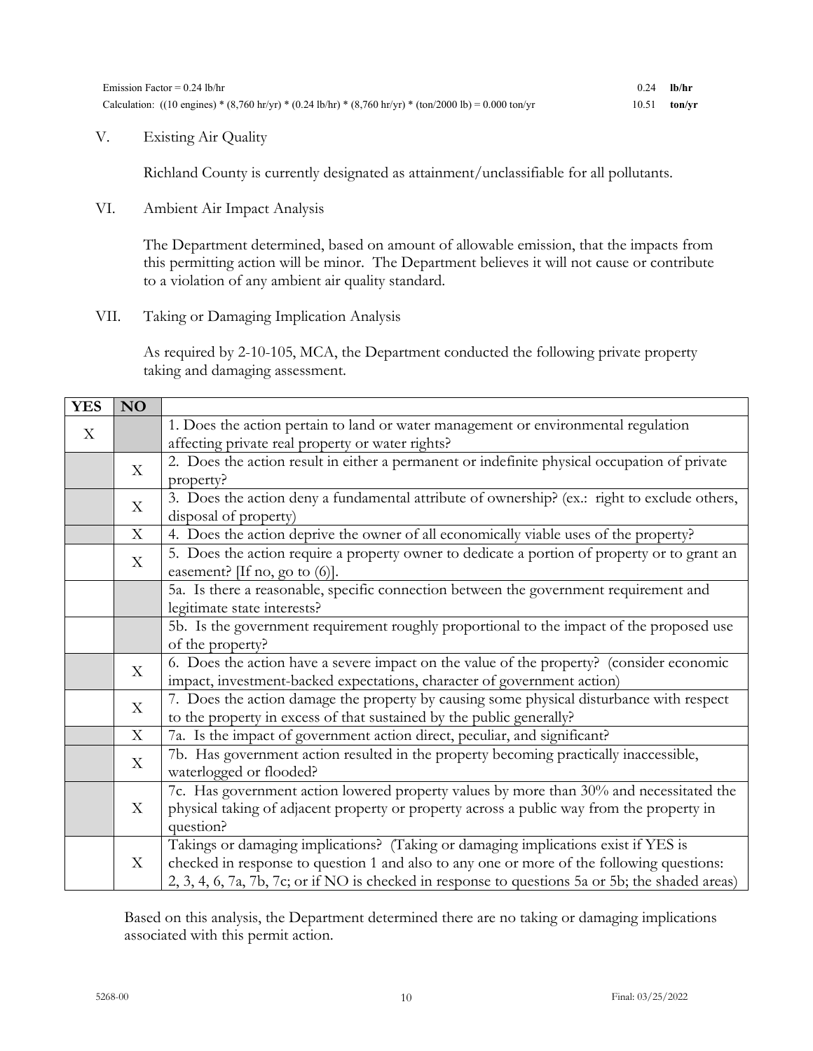| | | |
|---|---|---|
| Emission Factor = 0.24 lb/hr | 0.24 | **lb/hr** |
| Calculation: ((10 engines) * (8,760 hr/yr) * (0.24 lb/hr) * (8,760 hr/yr) * (ton/2000 lb) = 0.000 ton/yr | 10.51 | **ton/yr** |

V. Existing Air Quality

Richland County is currently designated as attainment/unclassifiable for all pollutants.

VI. Ambient Air Impact Analysis

The Department determined, based on amount of allowable emission, that the impacts from this permitting action will be minor. The Department believes it will not cause or contribute to a violation of any ambient air quality standard.

VII. Taking or Damaging Implication Analysis

As required by 2-10-105, MCA, the Department conducted the following private property taking and damaging assessment.

| YES | NO | |
|---|---|---|
| X | | 1. Does the action pertain to land or water management or environmental regulation affecting private real property or water rights? |
| | X | 2. Does the action result in either a permanent or indefinite physical occupation of private property? |
| | X | 3. Does the action deny a fundamental attribute of ownership? (ex.: right to exclude others, disposal of property) |
| | X | 4. Does the action deprive the owner of all economically viable uses of the property? |
| | X | 5. Does the action require a property owner to dedicate a portion of property or to grant an easement? [If no, go to (6)]. |
| | | 5a. Is there a reasonable, specific connection between the government requirement and legitimate state interests? |
| | | 5b. Is the government requirement roughly proportional to the impact of the proposed use of the property? |
| | X | 6. Does the action have a severe impact on the value of the property? (consider economic impact, investment-backed expectations, character of government action) |
| | X | 7. Does the action damage the property by causing some physical disturbance with respect to the property in excess of that sustained by the public generally? |
| | X | 7a. Is the impact of government action direct, peculiar, and significant? |
| | X | 7b. Has government action resulted in the property becoming practically inaccessible, waterlogged or flooded? |
| | X | 7c. Has government action lowered property values by more than 30% and necessitated the physical taking of adjacent property or property across a public way from the property in question? |
| | X | Takings or damaging implications? (Taking or damaging implications exist if YES is checked in response to question 1 and also to any one or more of the following questions: 2, 3, 4, 6, 7a, 7b, 7c; or if NO is checked in response to questions 5a or 5b; the shaded areas) |

Based on this analysis, the Department determined there are no taking or damaging implications associated with this permit action.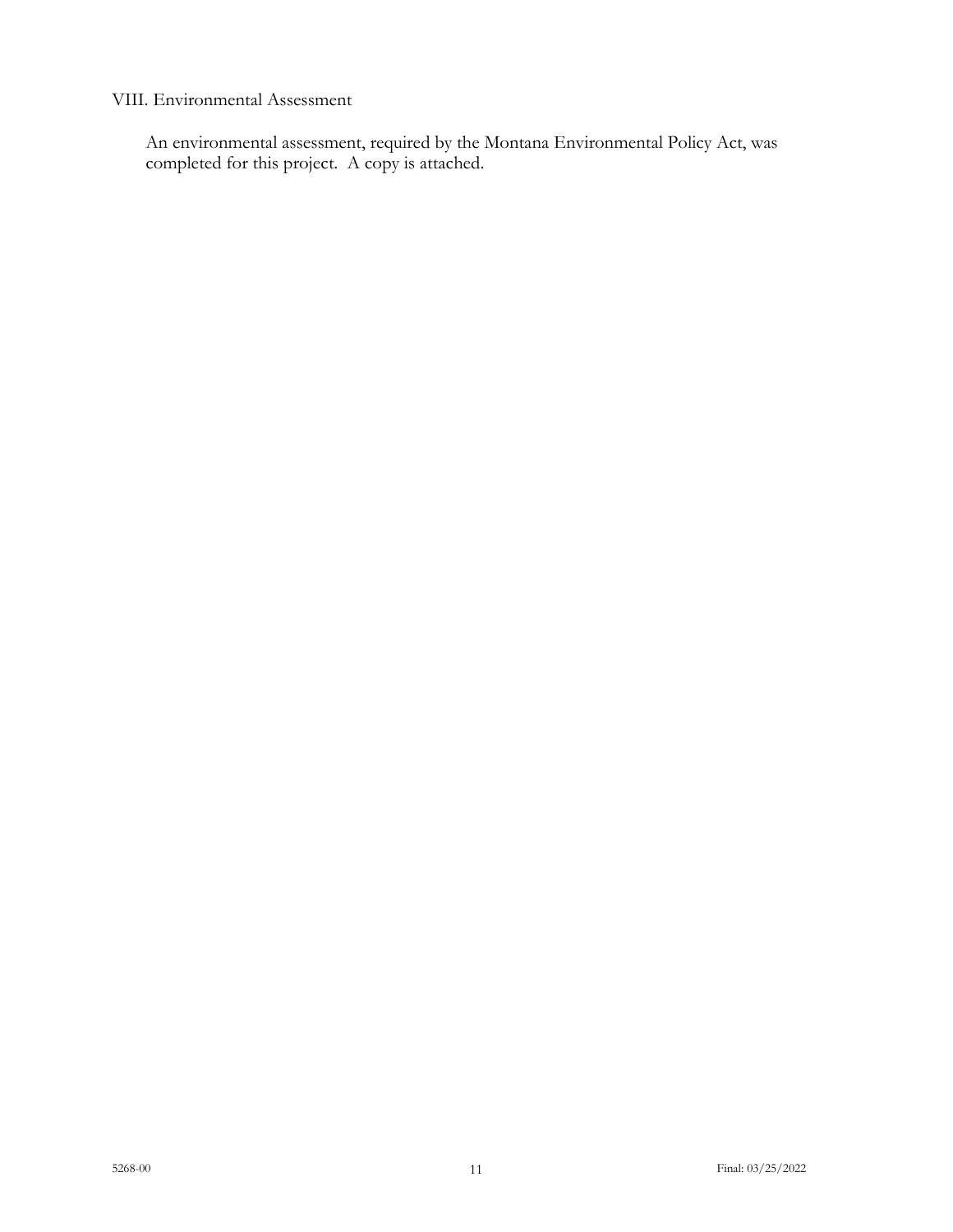## VIII. Environmental Assessment

An environmental assessment, required by the Montana Environmental Policy Act, was completed for this project. A copy is attached.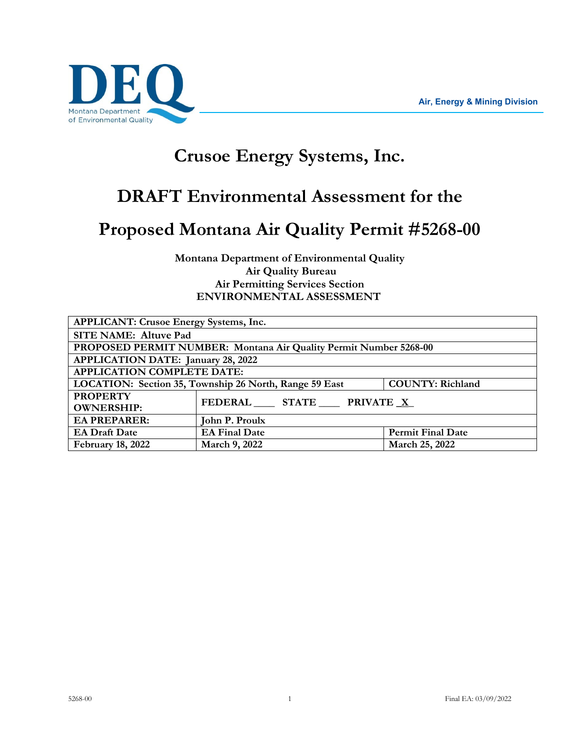# Crusoe Energy Systems, Inc.

# DRAFT Environmental Assessment for the

# Proposed Montana Air Quality Permit #5268-00

**Montana Department of Environmental Quality**
**Air Quality Bureau**
**Air Permitting Services Section**
**ENVIRONMENTAL ASSESSMENT**

| APPLICANT: Crusoe Energy Systems, Inc. | | |
|---|---|---|
| SITE NAME: Altuve Pad | | |
| PROPOSED PERMIT NUMBER: Montana Air Quality Permit Number 5268-00 | | |
| APPLICATION DATE: January 28, 2022 | | |
| APPLICATION COMPLETE DATE: | | |
| LOCATION: Section 35, Township 26 North, Range 59 East | | COUNTY: Richland |
| PROPERTY OWNERSHIP: | FEDERAL ____ STATE ____ PRIVATE _X_ | |
| EA PREPARER: | John P. Proulx | |
| EA Draft Date | EA Final Date | Permit Final Date |
| February 18, 2022 | March 9, 2022 | March 25, 2022 |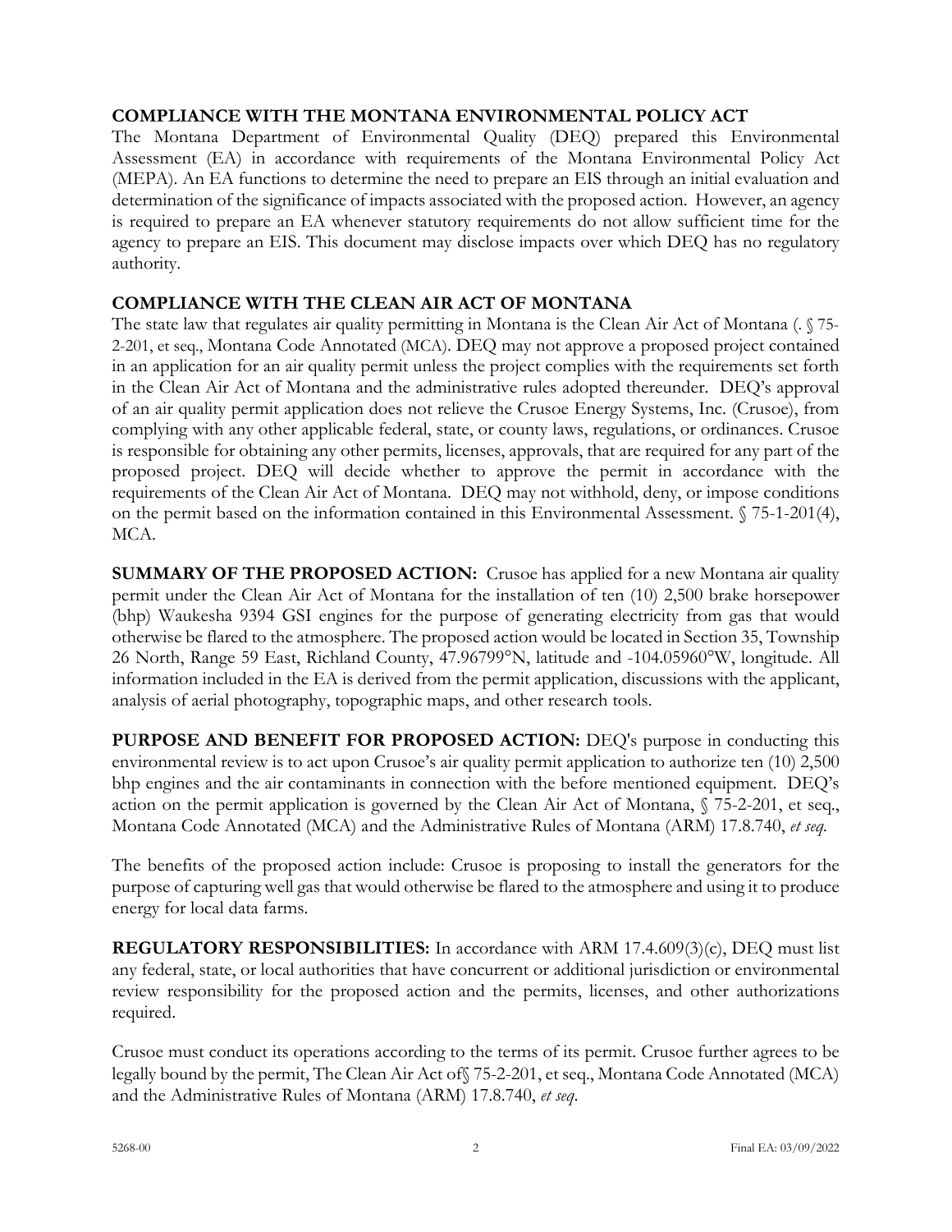## COMPLIANCE WITH THE MONTANA ENVIRONMENTAL POLICY ACT

The Montana Department of Environmental Quality (DEQ) prepared this Environmental Assessment (EA) in accordance with requirements of the Montana Environmental Policy Act (MEPA). An EA functions to determine the need to prepare an EIS through an initial evaluation and determination of the significance of impacts associated with the proposed action. However, an agency is required to prepare an EA whenever statutory requirements do not allow sufficient time for the agency to prepare an EIS. This document may disclose impacts over which DEQ has no regulatory authority.

## COMPLIANCE WITH THE CLEAN AIR ACT OF MONTANA

The state law that regulates air quality permitting in Montana is the Clean Air Act of Montana (. § 75-2-201, et seq., Montana Code Annotated (MCA). DEQ may not approve a proposed project contained in an application for an air quality permit unless the project complies with the requirements set forth in the Clean Air Act of Montana and the administrative rules adopted thereunder. DEQ's approval of an air quality permit application does not relieve the Crusoe Energy Systems, Inc. (Crusoe), from complying with any other applicable federal, state, or county laws, regulations, or ordinances. Crusoe is responsible for obtaining any other permits, licenses, approvals, that are required for any part of the proposed project. DEQ will decide whether to approve the permit in accordance with the requirements of the Clean Air Act of Montana. DEQ may not withhold, deny, or impose conditions on the permit based on the information contained in this Environmental Assessment. § 75-1-201(4), MCA.

**SUMMARY OF THE PROPOSED ACTION:** Crusoe has applied for a new Montana air quality permit under the Clean Air Act of Montana for the installation of ten (10) 2,500 brake horsepower (bhp) Waukesha 9394 GSI engines for the purpose of generating electricity from gas that would otherwise be flared to the atmosphere. The proposed action would be located in Section 35, Township 26 North, Range 59 East, Richland County, 47.96799°N, latitude and -104.05960°W, longitude. All information included in the EA is derived from the permit application, discussions with the applicant, analysis of aerial photography, topographic maps, and other research tools.

**PURPOSE AND BENEFIT FOR PROPOSED ACTION:** DEQ's purpose in conducting this environmental review is to act upon Crusoe's air quality permit application to authorize ten (10) 2,500 bhp engines and the air contaminants in connection with the before mentioned equipment. DEQ's action on the permit application is governed by the Clean Air Act of Montana, § 75-2-201, et seq., Montana Code Annotated (MCA) and the Administrative Rules of Montana (ARM) 17.8.740, *et seq.*

The benefits of the proposed action include: Crusoe is proposing to install the generators for the purpose of capturing well gas that would otherwise be flared to the atmosphere and using it to produce energy for local data farms.

**REGULATORY RESPONSIBILITIES:** In accordance with ARM 17.4.609(3)(c), DEQ must list any federal, state, or local authorities that have concurrent or additional jurisdiction or environmental review responsibility for the proposed action and the permits, licenses, and other authorizations required.

Crusoe must conduct its operations according to the terms of its permit. Crusoe further agrees to be legally bound by the permit, The Clean Air Act of§ 75-2-201, et seq., Montana Code Annotated (MCA) and the Administrative Rules of Montana (ARM) 17.8.740, *et seq.*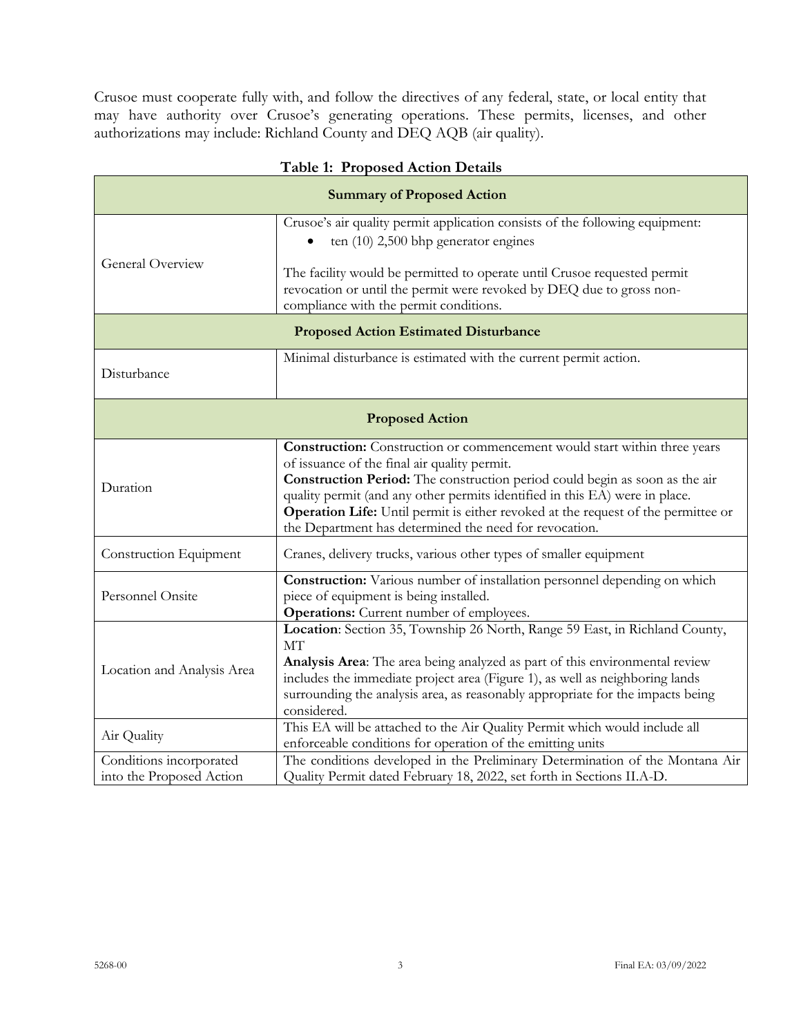Crusoe must cooperate fully with, and follow the directives of any federal, state, or local entity that may have authority over Crusoe's generating operations. These permits, licenses, and other authorizations may include: Richland County and DEQ AQB (air quality).

**Table 1: Proposed Action Details**

| **Summary of Proposed Action** | |
|---|---|
| General Overview | Crusoe's air quality permit application consists of the following equipment:<br>• ten (10) 2,500 bhp generator engines<br><br>The facility would be permitted to operate until Crusoe requested permit revocation or until the permit were revoked by DEQ due to gross non-compliance with the permit conditions. |
| **Proposed Action Estimated Disturbance** | |
| Disturbance | Minimal disturbance is estimated with the current permit action. |
| **Proposed Action** | |
| Duration | **Construction:** Construction or commencement would start within three years of issuance of the final air quality permit.<br>**Construction Period:** The construction period could begin as soon as the air quality permit (and any other permits identified in this EA) were in place.<br>**Operation Life:** Until permit is either revoked at the request of the permittee or the Department has determined the need for revocation. |
| Construction Equipment | Cranes, delivery trucks, various other types of smaller equipment |
| Personnel Onsite | **Construction:** Various number of installation personnel depending on which piece of equipment is being installed.<br>**Operations:** Current number of employees. |
| Location and Analysis Area | **Location**: Section 35, Township 26 North, Range 59 East, in Richland County, MT<br>**Analysis Area**: The area being analyzed as part of this environmental review includes the immediate project area (Figure 1), as well as neighboring lands surrounding the analysis area, as reasonably appropriate for the impacts being considered. |
| Air Quality | This EA will be attached to the Air Quality Permit which would include all enforceable conditions for operation of the emitting units |
| Conditions incorporated into the Proposed Action | The conditions developed in the Preliminary Determination of the Montana Air Quality Permit dated February 18, 2022, set forth in Sections II.A-D. |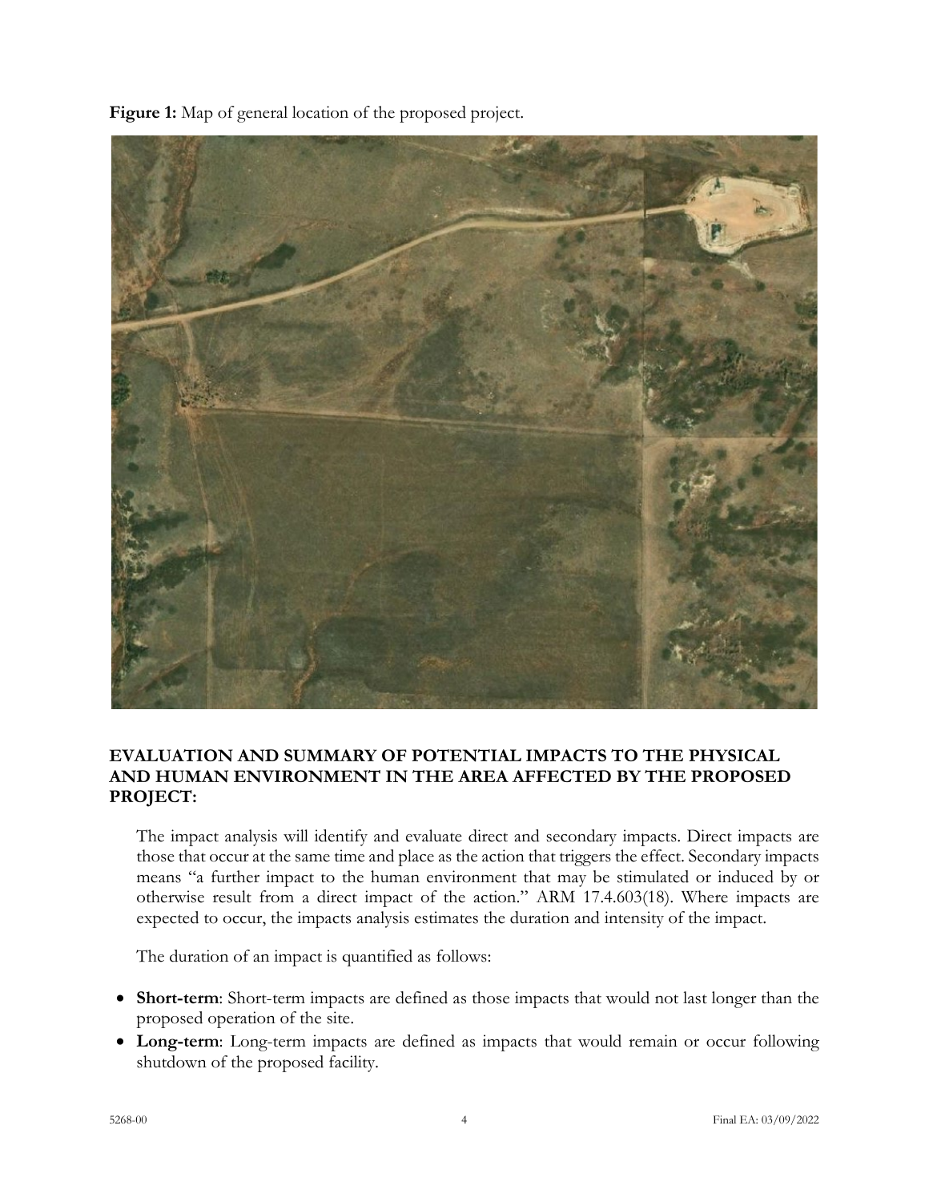**Figure 1:** Map of general location of the proposed project.

## EVALUATION AND SUMMARY OF POTENTIAL IMPACTS TO THE PHYSICAL AND HUMAN ENVIRONMENT IN THE AREA AFFECTED BY THE PROPOSED PROJECT:

The impact analysis will identify and evaluate direct and secondary impacts. Direct impacts are those that occur at the same time and place as the action that triggers the effect. Secondary impacts means "a further impact to the human environment that may be stimulated or induced by or otherwise result from a direct impact of the action." ARM 17.4.603(18). Where impacts are expected to occur, the impacts analysis estimates the duration and intensity of the impact.

The duration of an impact is quantified as follows:

- **Short-term**: Short-term impacts are defined as those impacts that would not last longer than the proposed operation of the site.
- **Long-term**: Long-term impacts are defined as impacts that would remain or occur following shutdown of the proposed facility.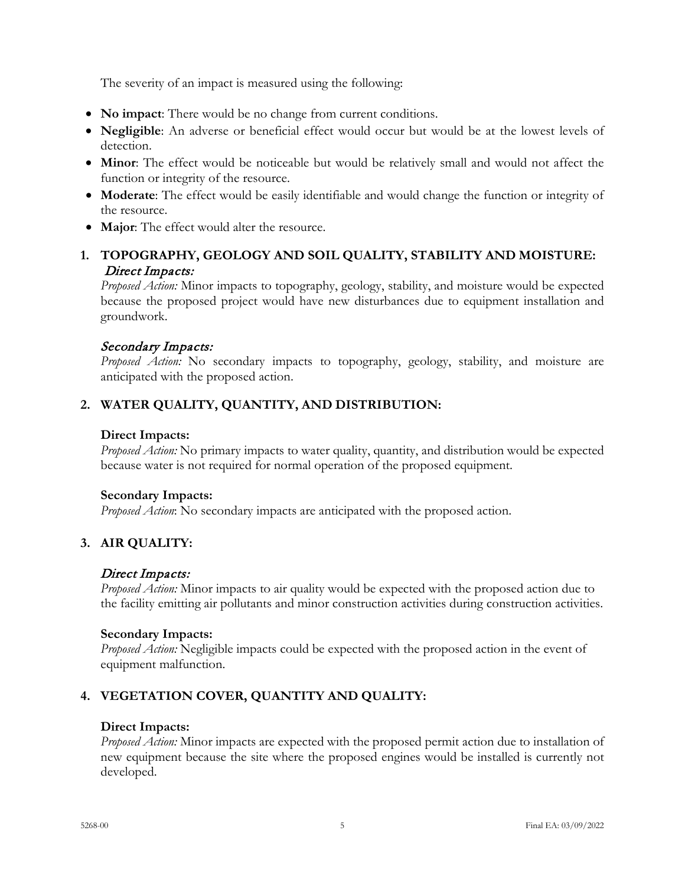The severity of an impact is measured using the following:

- **No impact**: There would be no change from current conditions.
- **Negligible**: An adverse or beneficial effect would occur but would be at the lowest levels of detection.
- **Minor**: The effect would be noticeable but would be relatively small and would not affect the function or integrity of the resource.
- **Moderate**: The effect would be easily identifiable and would change the function or integrity of the resource.
- **Major**: The effect would alter the resource.

## 1. TOPOGRAPHY, GEOLOGY AND SOIL QUALITY, STABILITY AND MOISTURE:

*Direct Impacts:*

*Proposed Action:* Minor impacts to topography, geology, stability, and moisture would be expected because the proposed project would have new disturbances due to equipment installation and groundwork.

*Secondary Impacts:*

*Proposed Action:* No secondary impacts to topography, geology, stability, and moisture are anticipated with the proposed action.

## 2. WATER QUALITY, QUANTITY, AND DISTRIBUTION:

**Direct Impacts:**

*Proposed Action:* No primary impacts to water quality, quantity, and distribution would be expected because water is not required for normal operation of the proposed equipment.

**Secondary Impacts:**

*Proposed Action*: No secondary impacts are anticipated with the proposed action.

## 3. AIR QUALITY:

*Direct Impacts:*

*Proposed Action:* Minor impacts to air quality would be expected with the proposed action due to the facility emitting air pollutants and minor construction activities during construction activities.

**Secondary Impacts:**

*Proposed Action:* Negligible impacts could be expected with the proposed action in the event of equipment malfunction.

## 4. VEGETATION COVER, QUANTITY AND QUALITY:

**Direct Impacts:**

*Proposed Action:* Minor impacts are expected with the proposed permit action due to installation of new equipment because the site where the proposed engines would be installed is currently not developed.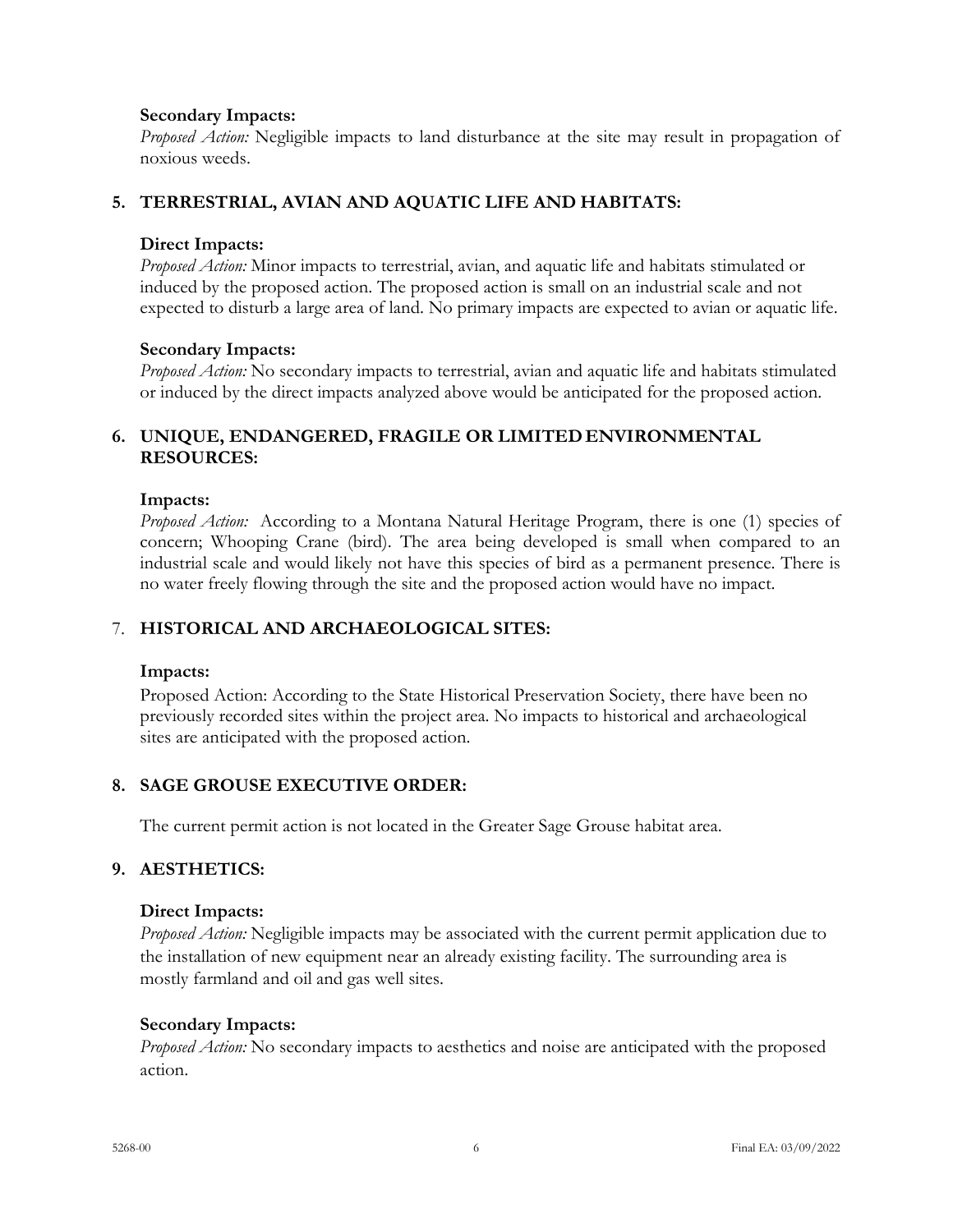**Secondary Impacts:**
*Proposed Action:* Negligible impacts to land disturbance at the site may result in propagation of noxious weeds.

## 5. TERRESTRIAL, AVIAN AND AQUATIC LIFE AND HABITATS:

**Direct Impacts:**
*Proposed Action:* Minor impacts to terrestrial, avian, and aquatic life and habitats stimulated or induced by the proposed action. The proposed action is small on an industrial scale and not expected to disturb a large area of land. No primary impacts are expected to avian or aquatic life.

**Secondary Impacts:**
*Proposed Action:* No secondary impacts to terrestrial, avian and aquatic life and habitats stimulated or induced by the direct impacts analyzed above would be anticipated for the proposed action.

## 6. UNIQUE, ENDANGERED, FRAGILE OR LIMITED ENVIRONMENTAL RESOURCES:

**Impacts:**
*Proposed Action:* According to a Montana Natural Heritage Program, there is one (1) species of concern; Whooping Crane (bird). The area being developed is small when compared to an industrial scale and would likely not have this species of bird as a permanent presence. There is no water freely flowing through the site and the proposed action would have no impact.

## 7. HISTORICAL AND ARCHAEOLOGICAL SITES:

**Impacts:**
Proposed Action: According to the State Historical Preservation Society, there have been no previously recorded sites within the project area. No impacts to historical and archaeological sites are anticipated with the proposed action.

## 8. SAGE GROUSE EXECUTIVE ORDER:

The current permit action is not located in the Greater Sage Grouse habitat area.

## 9. AESTHETICS:

**Direct Impacts:**
*Proposed Action:* Negligible impacts may be associated with the current permit application due to the installation of new equipment near an already existing facility. The surrounding area is mostly farmland and oil and gas well sites.

**Secondary Impacts:**
*Proposed Action:* No secondary impacts to aesthetics and noise are anticipated with the proposed action.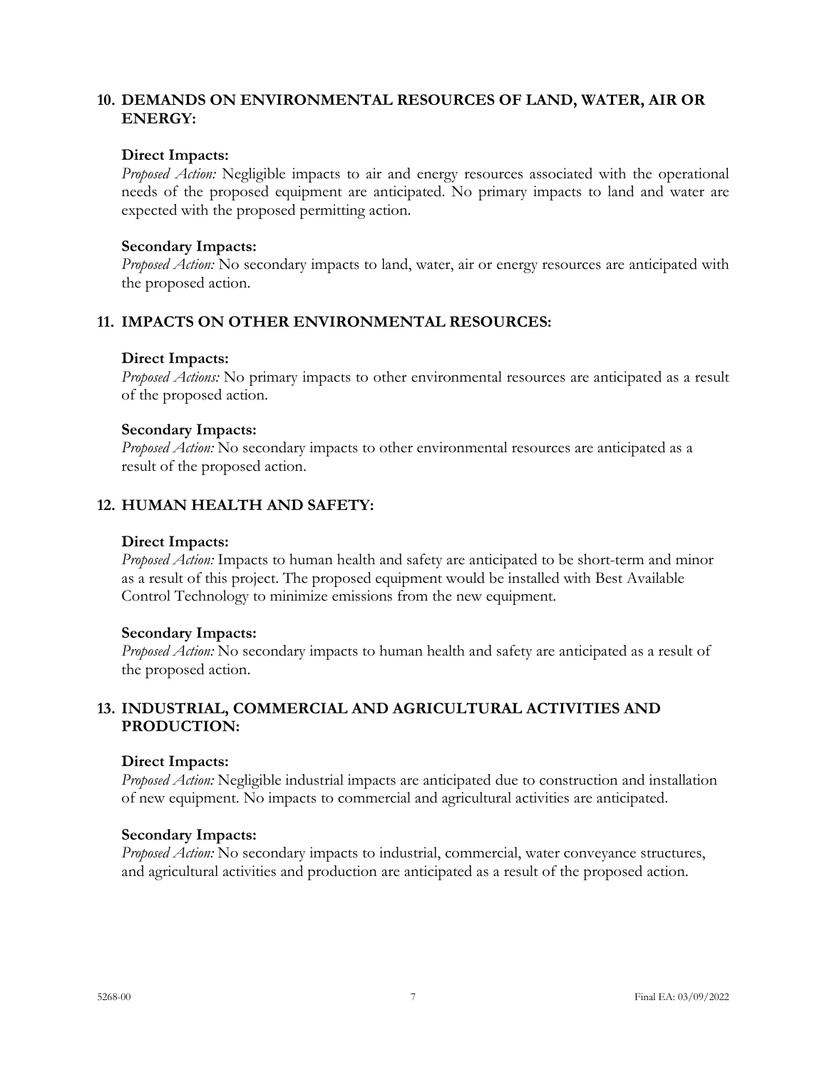## 10. DEMANDS ON ENVIRONMENTAL RESOURCES OF LAND, WATER, AIR OR ENERGY:

### Direct Impacts:

*Proposed Action:* Negligible impacts to air and energy resources associated with the operational needs of the proposed equipment are anticipated. No primary impacts to land and water are expected with the proposed permitting action.

### Secondary Impacts:

*Proposed Action:* No secondary impacts to land, water, air or energy resources are anticipated with the proposed action.

## 11. IMPACTS ON OTHER ENVIRONMENTAL RESOURCES:

### Direct Impacts:

*Proposed Actions:* No primary impacts to other environmental resources are anticipated as a result of the proposed action.

### Secondary Impacts:

*Proposed Action:* No secondary impacts to other environmental resources are anticipated as a result of the proposed action.

## 12. HUMAN HEALTH AND SAFETY:

### Direct Impacts:

*Proposed Action:* Impacts to human health and safety are anticipated to be short-term and minor as a result of this project. The proposed equipment would be installed with Best Available Control Technology to minimize emissions from the new equipment.

### Secondary Impacts:

*Proposed Action:* No secondary impacts to human health and safety are anticipated as a result of the proposed action.

## 13. INDUSTRIAL, COMMERCIAL AND AGRICULTURAL ACTIVITIES AND PRODUCTION:

### Direct Impacts:

*Proposed Action:* Negligible industrial impacts are anticipated due to construction and installation of new equipment. No impacts to commercial and agricultural activities are anticipated.

### Secondary Impacts:

*Proposed Action:* No secondary impacts to industrial, commercial, water conveyance structures, and agricultural activities and production are anticipated as a result of the proposed action.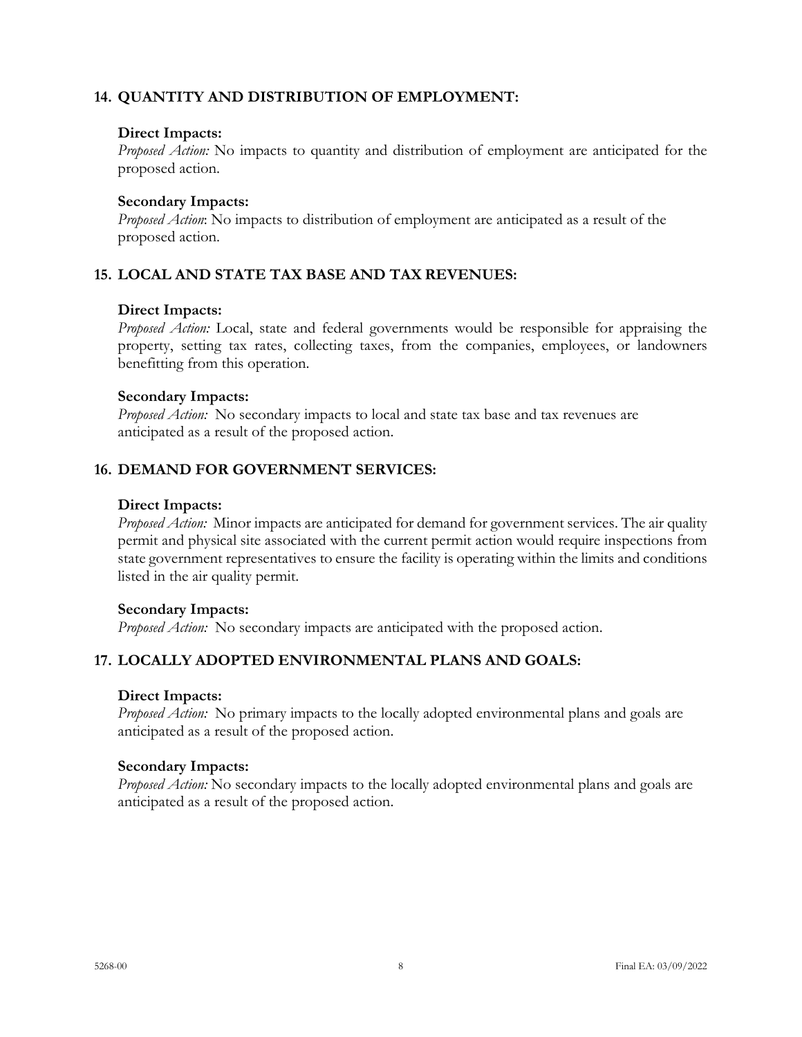## 14. QUANTITY AND DISTRIBUTION OF EMPLOYMENT:

**Direct Impacts:**

*Proposed Action:* No impacts to quantity and distribution of employment are anticipated for the proposed action.

**Secondary Impacts:**

*Proposed Action*: No impacts to distribution of employment are anticipated as a result of the proposed action.

## 15. LOCAL AND STATE TAX BASE AND TAX REVENUES:

**Direct Impacts:**

*Proposed Action:* Local, state and federal governments would be responsible for appraising the property, setting tax rates, collecting taxes, from the companies, employees, or landowners benefitting from this operation.

**Secondary Impacts:**

*Proposed Action:* No secondary impacts to local and state tax base and tax revenues are anticipated as a result of the proposed action.

## 16. DEMAND FOR GOVERNMENT SERVICES:

**Direct Impacts:**

*Proposed Action:* Minor impacts are anticipated for demand for government services. The air quality permit and physical site associated with the current permit action would require inspections from state government representatives to ensure the facility is operating within the limits and conditions listed in the air quality permit.

**Secondary Impacts:**

*Proposed Action:* No secondary impacts are anticipated with the proposed action.

## 17. LOCALLY ADOPTED ENVIRONMENTAL PLANS AND GOALS:

**Direct Impacts:**

*Proposed Action:* No primary impacts to the locally adopted environmental plans and goals are anticipated as a result of the proposed action.

**Secondary Impacts:**

*Proposed Action:* No secondary impacts to the locally adopted environmental plans and goals are anticipated as a result of the proposed action.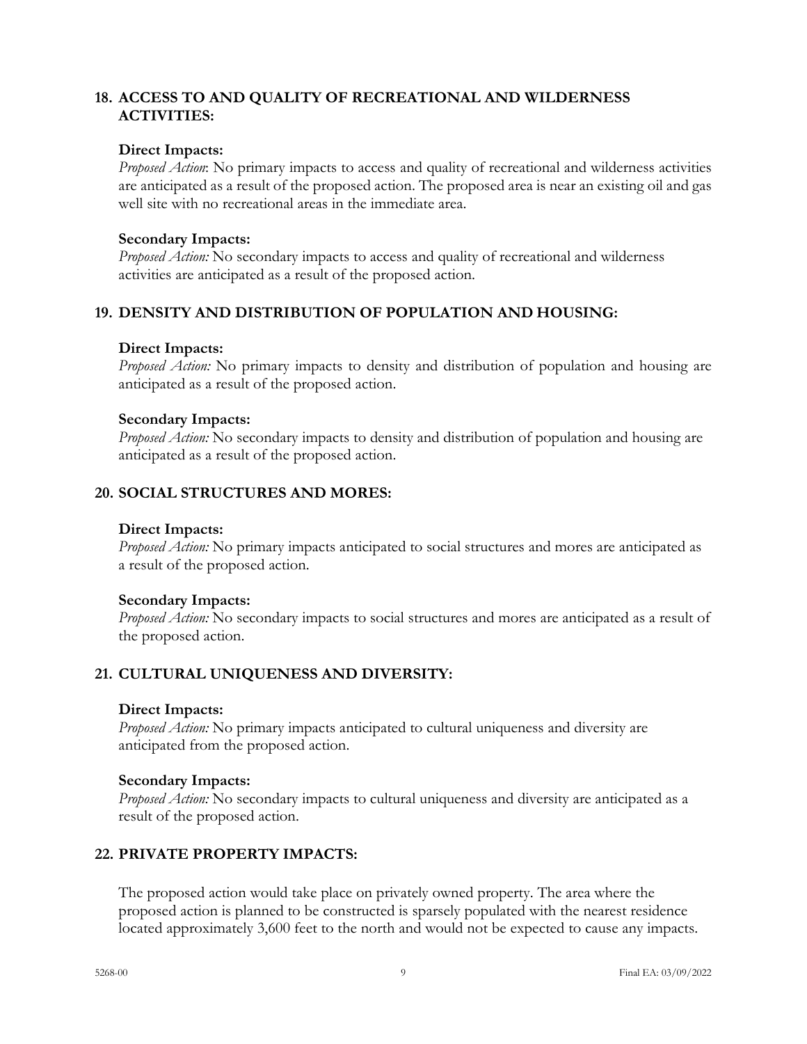## 18. ACCESS TO AND QUALITY OF RECREATIONAL AND WILDERNESS ACTIVITIES:

**Direct Impacts:**

*Proposed Action*: No primary impacts to access and quality of recreational and wilderness activities are anticipated as a result of the proposed action. The proposed area is near an existing oil and gas well site with no recreational areas in the immediate area.

**Secondary Impacts:**

*Proposed Action:* No secondary impacts to access and quality of recreational and wilderness activities are anticipated as a result of the proposed action.

## 19. DENSITY AND DISTRIBUTION OF POPULATION AND HOUSING:

**Direct Impacts:**

*Proposed Action:* No primary impacts to density and distribution of population and housing are anticipated as a result of the proposed action.

**Secondary Impacts:**

*Proposed Action:* No secondary impacts to density and distribution of population and housing are anticipated as a result of the proposed action.

## 20. SOCIAL STRUCTURES AND MORES:

**Direct Impacts:**

*Proposed Action:* No primary impacts anticipated to social structures and mores are anticipated as a result of the proposed action.

**Secondary Impacts:**

*Proposed Action:* No secondary impacts to social structures and mores are anticipated as a result of the proposed action.

## 21. CULTURAL UNIQUENESS AND DIVERSITY:

**Direct Impacts:**

*Proposed Action:* No primary impacts anticipated to cultural uniqueness and diversity are anticipated from the proposed action.

**Secondary Impacts:**

*Proposed Action:* No secondary impacts to cultural uniqueness and diversity are anticipated as a result of the proposed action.

## 22. PRIVATE PROPERTY IMPACTS:

The proposed action would take place on privately owned property. The area where the proposed action is planned to be constructed is sparsely populated with the nearest residence located approximately 3,600 feet to the north and would not be expected to cause any impacts.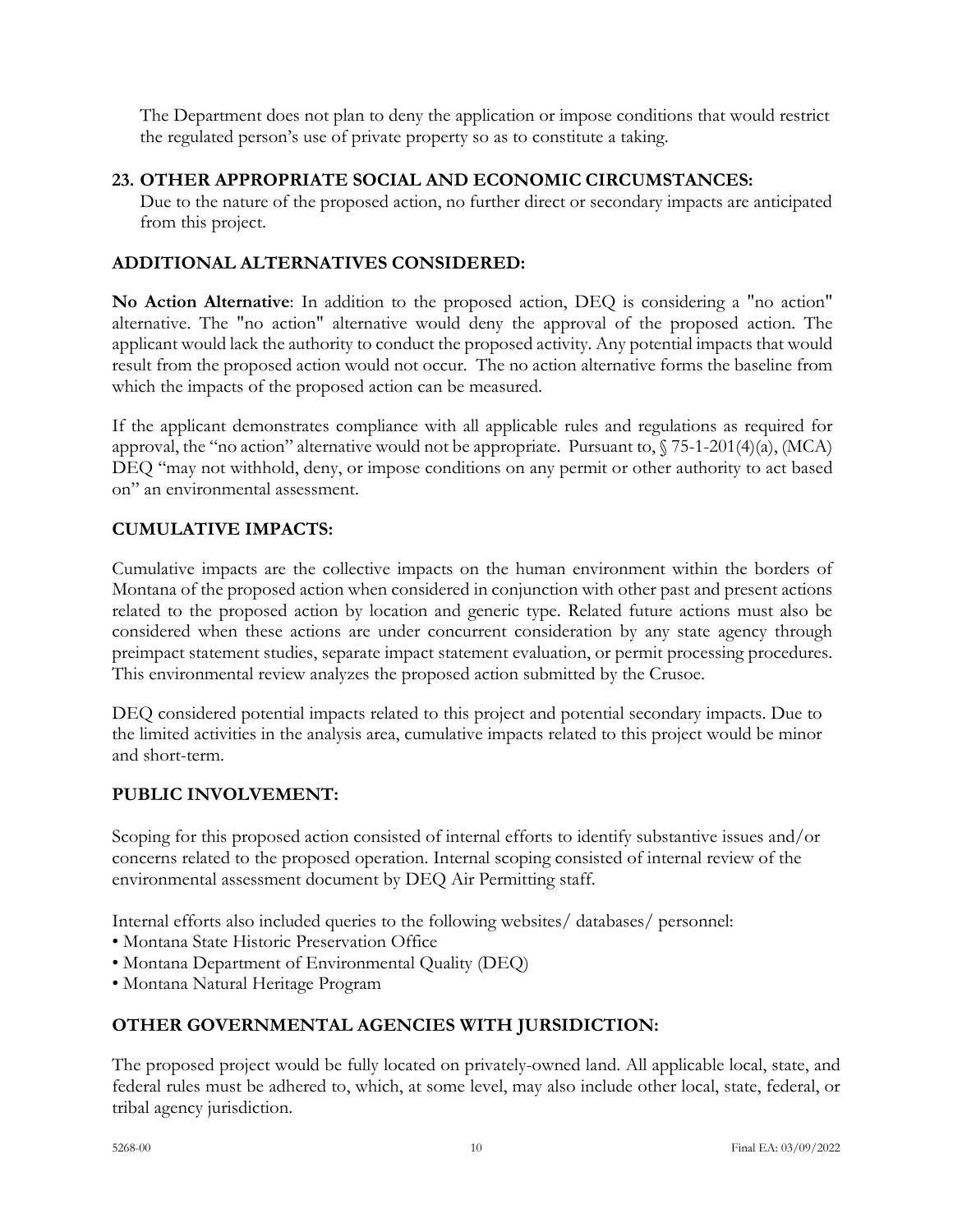The Department does not plan to deny the application or impose conditions that would restrict the regulated person's use of private property so as to constitute a taking.

**23. OTHER APPROPRIATE SOCIAL AND ECONOMIC CIRCUMSTANCES:**

Due to the nature of the proposed action, no further direct or secondary impacts are anticipated from this project.

## ADDITIONAL ALTERNATIVES CONSIDERED:

**No Action Alternative**: In addition to the proposed action, DEQ is considering a "no action" alternative. The "no action" alternative would deny the approval of the proposed action. The applicant would lack the authority to conduct the proposed activity. Any potential impacts that would result from the proposed action would not occur. The no action alternative forms the baseline from which the impacts of the proposed action can be measured.

If the applicant demonstrates compliance with all applicable rules and regulations as required for approval, the "no action" alternative would not be appropriate. Pursuant to, § 75-1-201(4)(a), (MCA) DEQ "may not withhold, deny, or impose conditions on any permit or other authority to act based on" an environmental assessment.

## CUMULATIVE IMPACTS:

Cumulative impacts are the collective impacts on the human environment within the borders of Montana of the proposed action when considered in conjunction with other past and present actions related to the proposed action by location and generic type. Related future actions must also be considered when these actions are under concurrent consideration by any state agency through preimpact statement studies, separate impact statement evaluation, or permit processing procedures. This environmental review analyzes the proposed action submitted by the Crusoe.

DEQ considered potential impacts related to this project and potential secondary impacts. Due to the limited activities in the analysis area, cumulative impacts related to this project would be minor and short-term.

## PUBLIC INVOLVEMENT:

Scoping for this proposed action consisted of internal efforts to identify substantive issues and/or concerns related to the proposed operation. Internal scoping consisted of internal review of the environmental assessment document by DEQ Air Permitting staff.

Internal efforts also included queries to the following websites/ databases/ personnel:

- Montana State Historic Preservation Office
- Montana Department of Environmental Quality (DEQ)
- Montana Natural Heritage Program

## OTHER GOVERNMENTAL AGENCIES WITH JURSIDICTION:

The proposed project would be fully located on privately-owned land. All applicable local, state, and federal rules must be adhered to, which, at some level, may also include other local, state, federal, or tribal agency jurisdiction.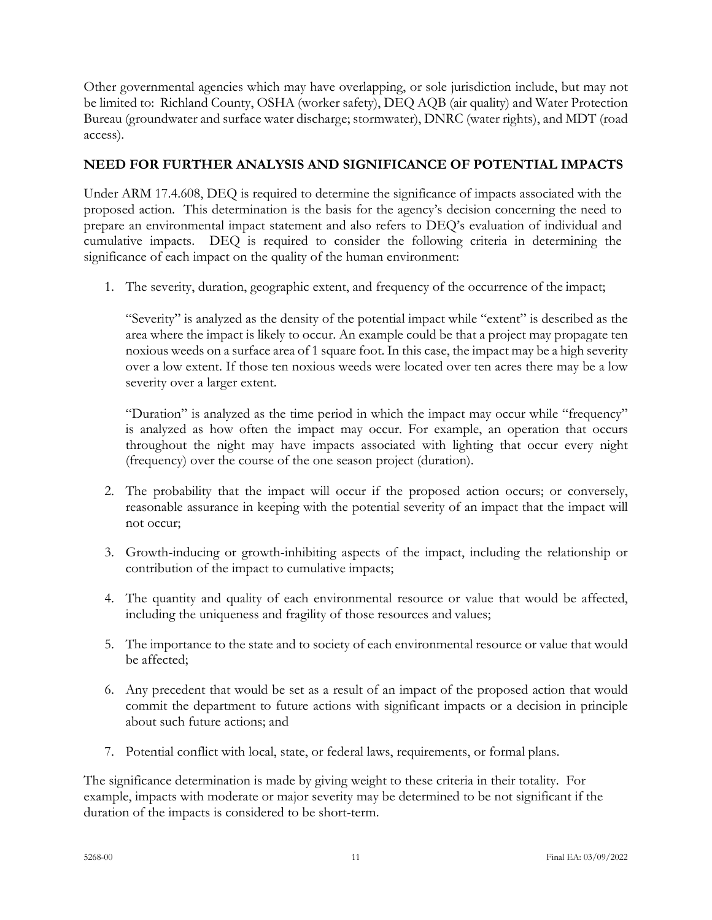Other governmental agencies which may have overlapping, or sole jurisdiction include, but may not be limited to: Richland County, OSHA (worker safety), DEQ AQB (air quality) and Water Protection Bureau (groundwater and surface water discharge; stormwater), DNRC (water rights), and MDT (road access).

## NEED FOR FURTHER ANALYSIS AND SIGNIFICANCE OF POTENTIAL IMPACTS

Under ARM 17.4.608, DEQ is required to determine the significance of impacts associated with the proposed action. This determination is the basis for the agency's decision concerning the need to prepare an environmental impact statement and also refers to DEQ's evaluation of individual and cumulative impacts. DEQ is required to consider the following criteria in determining the significance of each impact on the quality of the human environment:

1. The severity, duration, geographic extent, and frequency of the occurrence of the impact;

   "Severity" is analyzed as the density of the potential impact while "extent" is described as the area where the impact is likely to occur. An example could be that a project may propagate ten noxious weeds on a surface area of 1 square foot. In this case, the impact may be a high severity over a low extent. If those ten noxious weeds were located over ten acres there may be a low severity over a larger extent.

   "Duration" is analyzed as the time period in which the impact may occur while "frequency" is analyzed as how often the impact may occur. For example, an operation that occurs throughout the night may have impacts associated with lighting that occur every night (frequency) over the course of the one season project (duration).

2. The probability that the impact will occur if the proposed action occurs; or conversely, reasonable assurance in keeping with the potential severity of an impact that the impact will not occur;

3. Growth-inducing or growth-inhibiting aspects of the impact, including the relationship or contribution of the impact to cumulative impacts;

4. The quantity and quality of each environmental resource or value that would be affected, including the uniqueness and fragility of those resources and values;

5. The importance to the state and to society of each environmental resource or value that would be affected;

6. Any precedent that would be set as a result of an impact of the proposed action that would commit the department to future actions with significant impacts or a decision in principle about such future actions; and

7. Potential conflict with local, state, or federal laws, requirements, or formal plans.

The significance determination is made by giving weight to these criteria in their totality. For example, impacts with moderate or major severity may be determined to be not significant if the duration of the impacts is considered to be short-term.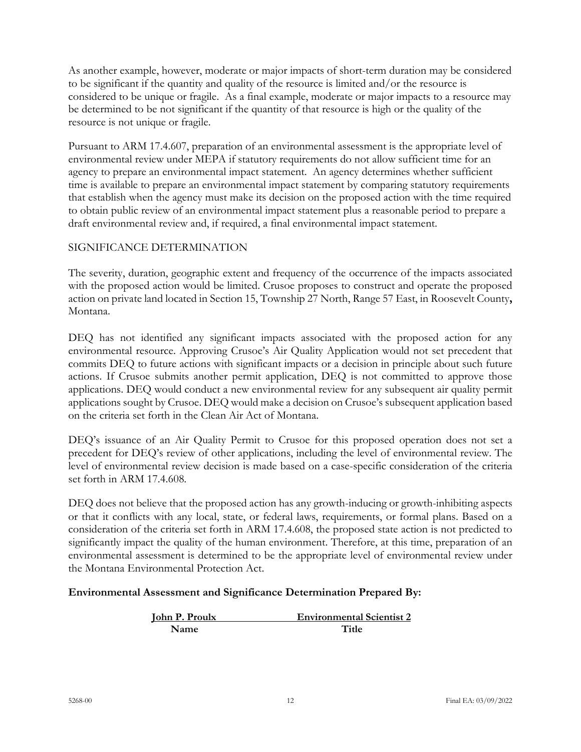As another example, however, moderate or major impacts of short-term duration may be considered to be significant if the quantity and quality of the resource is limited and/or the resource is considered to be unique or fragile. As a final example, moderate or major impacts to a resource may be determined to be not significant if the quantity of that resource is high or the quality of the resource is not unique or fragile.

Pursuant to ARM 17.4.607, preparation of an environmental assessment is the appropriate level of environmental review under MEPA if statutory requirements do not allow sufficient time for an agency to prepare an environmental impact statement. An agency determines whether sufficient time is available to prepare an environmental impact statement by comparing statutory requirements that establish when the agency must make its decision on the proposed action with the time required to obtain public review of an environmental impact statement plus a reasonable period to prepare a draft environmental review and, if required, a final environmental impact statement.

SIGNIFICANCE DETERMINATION

The severity, duration, geographic extent and frequency of the occurrence of the impacts associated with the proposed action would be limited. Crusoe proposes to construct and operate the proposed action on private land located in Section 15, Township 27 North, Range 57 East, in Roosevelt County**,** Montana.

DEQ has not identified any significant impacts associated with the proposed action for any environmental resource. Approving Crusoe's Air Quality Application would not set precedent that commits DEQ to future actions with significant impacts or a decision in principle about such future actions. If Crusoe submits another permit application, DEQ is not committed to approve those applications. DEQ would conduct a new environmental review for any subsequent air quality permit applications sought by Crusoe. DEQ would make a decision on Crusoe's subsequent application based on the criteria set forth in the Clean Air Act of Montana.

DEQ's issuance of an Air Quality Permit to Crusoe for this proposed operation does not set a precedent for DEQ's review of other applications, including the level of environmental review. The level of environmental review decision is made based on a case-specific consideration of the criteria set forth in ARM 17.4.608.

DEQ does not believe that the proposed action has any growth-inducing or growth-inhibiting aspects or that it conflicts with any local, state, or federal laws, requirements, or formal plans. Based on a consideration of the criteria set forth in ARM 17.4.608, the proposed state action is not predicted to significantly impact the quality of the human environment. Therefore, at this time, preparation of an environmental assessment is determined to be the appropriate level of environmental review under the Montana Environmental Protection Act.

**Environmental Assessment and Significance Determination Prepared By:**

| **John P. Proulx** | **Environmental Scientist 2** |
|---|---|
| **Name** | **Title** |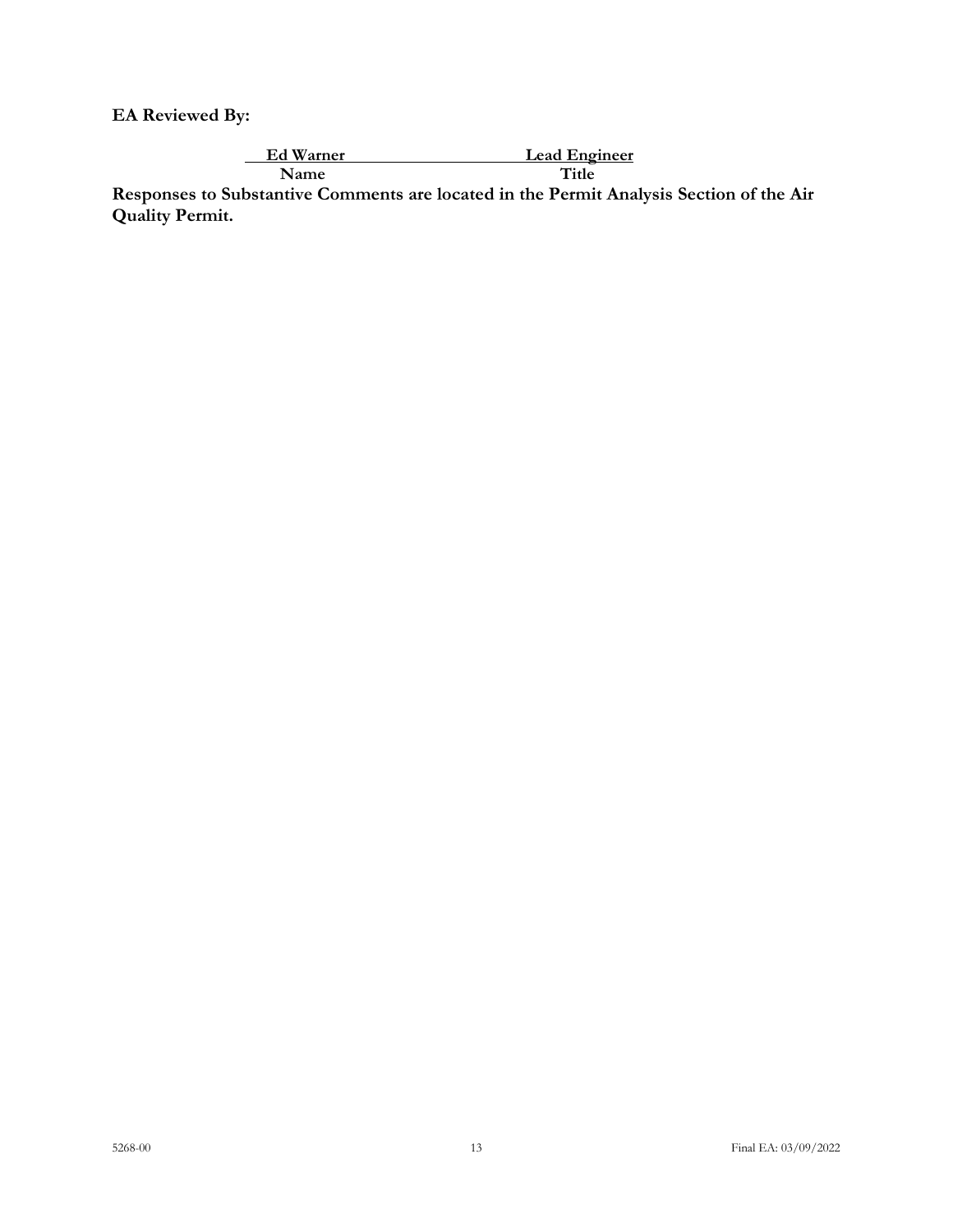**EA Reviewed By:**

| Ed Warner | Lead Engineer |
|---|---|
| **Name** | **Title** |

**Responses to Substantive Comments are located in the Permit Analysis Section of the Air Quality Permit.**